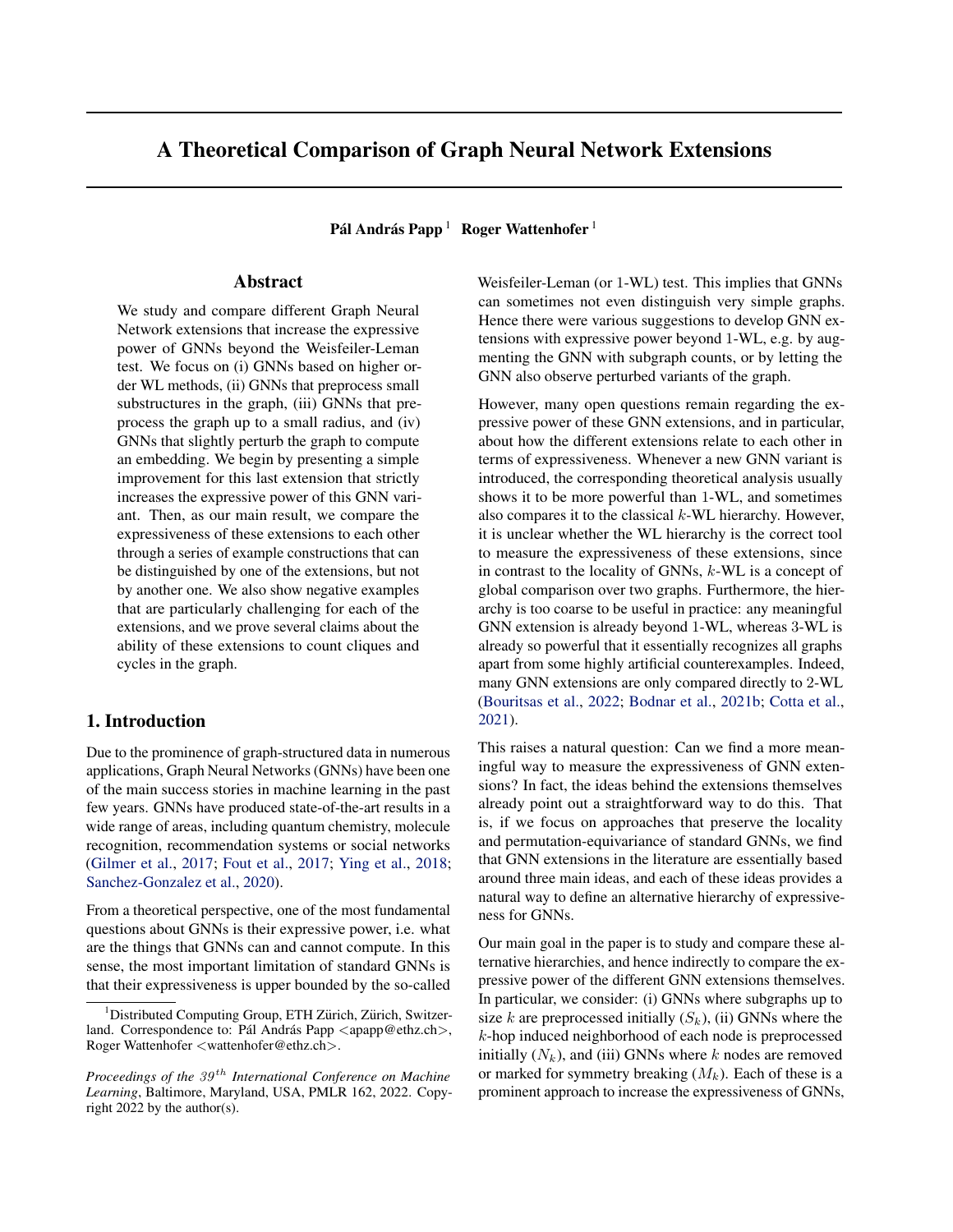# A Theoretical Comparison of Graph Neural Network Extensions

**Pál András Papp** [1] **Roger Wattenhofer** [1]

## Abstract

We study and compare different Graph Neural Network extensions that increase the expressive power of GNNs beyond the Weisfeiler-Leman test. We focus on (i) GNNs based on higher order WL methods, (ii) GNNs that preprocess small substructures in the graph, (iii) GNNs that preprocess the graph up to a small radius, and (iv) GNNs that slightly perturb the graph to compute an embedding. We begin by presenting a simple improvement for this last extension that strictly increases the expressive power of this GNN variant. Then, as our main result, we compare the expressiveness of these extensions to each other through a series of example constructions that can be distinguished by one of the extensions, but not by another one. We also show negative examples that are particularly challenging for each of the extensions, and we prove several claims about the ability of these extensions to count cliques and cycles in the graph.

## 1. Introduction

Due to the prominence of graph-structured data in numerous applications, Graph Neural Networks (GNNs) have been one of the main success stories in machine learning in the past few years. GNNs have produced state-of-the-art results in a wide range of areas, including quantum chemistry, molecule recognition, recommendation systems or social networks (Gilmer et al., 2017; Fout et al., 2017; Ying et al., 2018; Sanchez-Gonzalez et al., 2020).

From a theoretical perspective, one of the most fundamental questions about GNNs is their expressive power, i.e. what are the things that GNNs can and cannot compute. In this sense, the most important limitation of standard GNNs is that their expressiveness is upper bounded by the so-called Weisfeiler-Leman (or 1-WL) test. This implies that GNNs can sometimes not even distinguish very simple graphs. Hence there were various suggestions to develop GNN extensions with expressive power beyond 1-WL, e.g. by augmenting the GNN with subgraph counts, or by letting the GNN also observe perturbed variants of the graph.

However, many open questions remain regarding the expressive power of these GNN extensions, and in particular, about how the different extensions relate to each other in terms of expressiveness. Whenever a new GNN variant is introduced, the corresponding theoretical analysis usually shows it to be more powerful than 1-WL, and sometimes also compares it to the classical $k$-WL hierarchy. However, it is unclear whether the WL hierarchy is the correct tool to measure the expressiveness of these extensions, since in contrast to the locality of GNNs, $k$-WL is a concept of global comparison over two graphs. Furthermore, the hierarchy is too coarse to be useful in practice: any meaningful GNN extension is already beyond 1-WL, whereas 3-WL is already so powerful that it essentially recognizes all graphs apart from some highly artificial counterexamples. Indeed, many GNN extensions are only compared directly to 2-WL (Bouritsas et al., 2022; Bodnar et al., 2021b; Cotta et al., 2021).

This raises a natural question: Can we find a more meaningful way to measure the expressiveness of GNN extensions? In fact, the ideas behind the extensions themselves already point out a straightforward way to do this. That is, if we focus on approaches that preserve the locality and permutation-equivariance of standard GNNs, we find that GNN extensions in the literature are essentially based around three main ideas, and each of these ideas provides a natural way to define an alternative hierarchy of expressiveness for GNNs.

Our main goal in the paper is to study and compare these alternative hierarchies, and hence indirectly to compare the expressive power of the different GNN extensions themselves. In particular, we consider: (i) GNNs where subgraphs up to size $k$ are preprocessed initially ($S_k$), (ii) GNNs where the $k$-hop induced neighborhood of each node is preprocessed initially ($N_k$), and (iii) GNNs where $k$ nodes are removed or marked for symmetry breaking ($M_k$). Each of these is a prominent approach to increase the expressiveness of GNNs,

[1] Distributed Computing Group, ETH Zürich, Zürich, Switzerland. Correspondence to: Pál András Papp <apapp@ethz.ch>, Roger Wattenhofer <wattenhofer@ethz.ch>.

*Proceedings of the 39<sup>th</sup> International Conference on Machine Learning*, Baltimore, Maryland, USA, PMLR 162, 2022. Copyright 2022 by the author(s).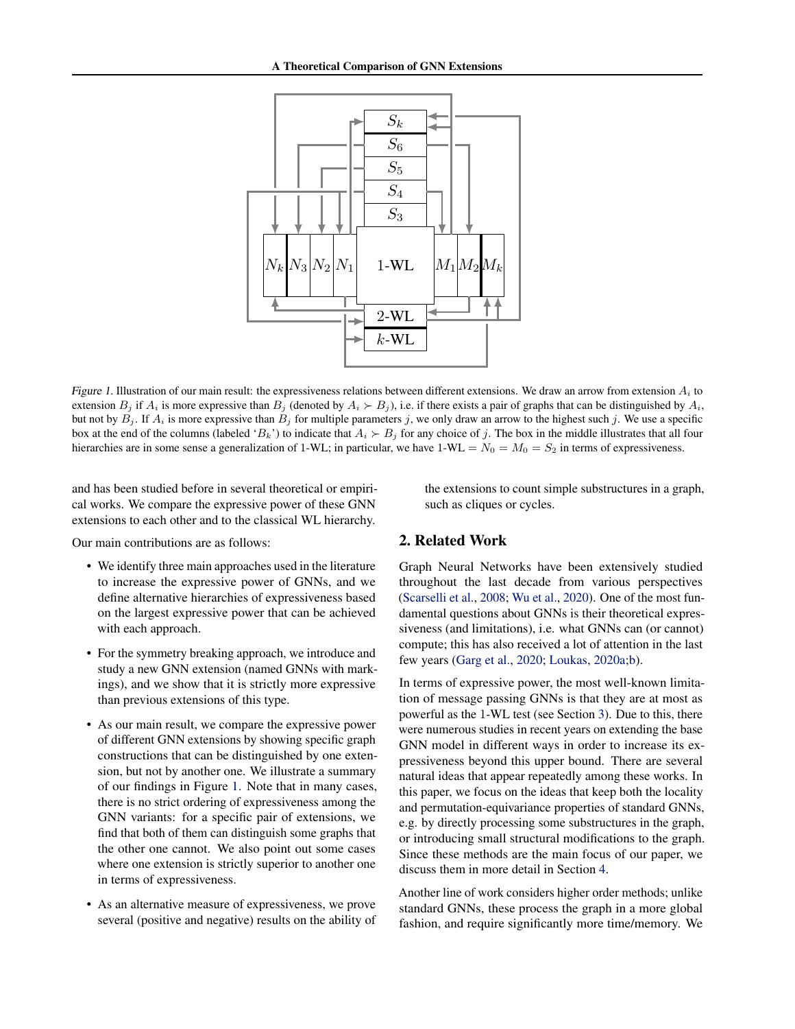Figure 1. Illustration of our main result: the expressiveness relations between different extensions. We draw an arrow from extension $A_i$ to extension $B_j$ if $A_i$ is more expressive than $B_j$ (denoted by $A_i \succ B_j$), i.e. if there exists a pair of graphs that can be distinguished by $A_i$, but not by $B_j$. If $A_i$ is more expressive than $B_j$ for multiple parameters $j$, we only draw an arrow to the highest such $j$. We use a specific box at the end of the columns (labeled '$B_k$') to indicate that $A_i \succ B_j$ for any choice of $j$. The box in the middle illustrates that all four hierarchies are in some sense a generalization of 1-WL; in particular, we have 1-WL $= N_0 = M_0 = S_2$ in terms of expressiveness.

and has been studied before in several theoretical or empirical works. We compare the expressive power of these GNN extensions to each other and to the classical WL hierarchy.

Our main contributions are as follows:

- We identify three main approaches used in the literature to increase the expressive power of GNNs, and we define alternative hierarchies of expressiveness based on the largest expressive power that can be achieved with each approach.
- For the symmetry breaking approach, we introduce and study a new GNN extension (named GNNs with markings), and we show that it is strictly more expressive than previous extensions of this type.
- As our main result, we compare the expressive power of different GNN extensions by showing specific graph constructions that can be distinguished by one extension, but not by another one. We illustrate a summary of our findings in Figure 1. Note that in many cases, there is no strict ordering of expressiveness among the GNN variants: for a specific pair of extensions, we find that both of them can distinguish some graphs that the other one cannot. We also point out some cases where one extension is strictly superior to another one in terms of expressiveness.
- As an alternative measure of expressiveness, we prove several (positive and negative) results on the ability of the extensions to count simple substructures in a graph, such as cliques or cycles.

## 2. Related Work

Graph Neural Networks have been extensively studied throughout the last decade from various perspectives (Scarselli et al., 2008; Wu et al., 2020). One of the most fundamental questions about GNNs is their theoretical expressiveness (and limitations), i.e. what GNNs can (or cannot) compute; this has also received a lot of attention in the last few years (Garg et al., 2020; Loukas, 2020a;b).

In terms of expressive power, the most well-known limitation of message passing GNNs is that they are at most as powerful as the 1-WL test (see Section 3). Due to this, there were numerous studies in recent years on extending the base GNN model in different ways in order to increase its expressiveness beyond this upper bound. There are several natural ideas that appear repeatedly among these works. In this paper, we focus on the ideas that keep both the locality and permutation-equivariance properties of standard GNNs, e.g. by directly processing some substructures in the graph, or introducing small structural modifications to the graph. Since these methods are the main focus of our paper, we discuss them in more detail in Section 4.

Another line of work considers higher order methods; unlike standard GNNs, these process the graph in a more global fashion, and require significantly more time/memory. We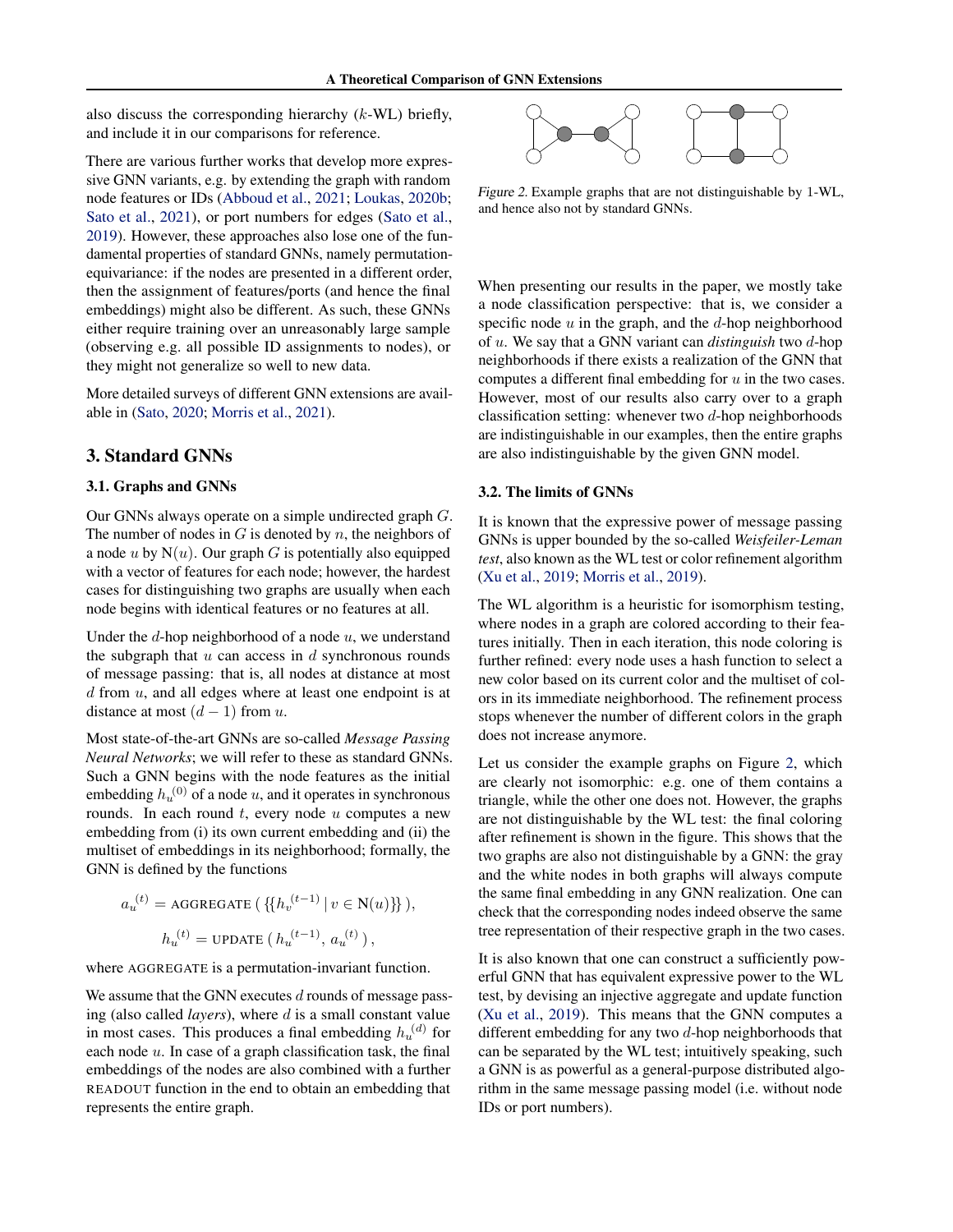also discuss the corresponding hierarchy ($k$-WL) briefly, and include it in our comparisons for reference.

There are various further works that develop more expressive GNN variants, e.g. by extending the graph with random node features or IDs (Abboud et al., 2021; Loukas, 2020b; Sato et al., 2021), or port numbers for edges (Sato et al., 2019). However, these approaches also lose one of the fundamental properties of standard GNNs, namely permutation-equivariance: if the nodes are presented in a different order, then the assignment of features/ports (and hence the final embeddings) might also be different. As such, these GNNs either require training over an unreasonably large sample (observing e.g. all possible ID assignments to nodes), or they might not generalize so well to new data.

More detailed surveys of different GNN extensions are available in (Sato, 2020; Morris et al., 2021).

## 3. Standard GNNs

### 3.1. Graphs and GNNs

Our GNNs always operate on a simple undirected graph $G$. The number of nodes in $G$ is denoted by $n$, the neighbors of a node $u$ by $\mathrm{N}(u)$. Our graph $G$ is potentially also equipped with a vector of features for each node; however, the hardest cases for distinguishing two graphs are usually when each node begins with identical features or no features at all.

Under the $d$-hop neighborhood of a node $u$, we understand the subgraph that $u$ can access in $d$ synchronous rounds of message passing: that is, all nodes at distance at most $d$ from $u$, and all edges where at least one endpoint is at distance at most $(d-1)$ from $u$.

Most state-of-the-art GNNs are so-called *Message Passing Neural Networks*; we will refer to these as standard GNNs. Such a GNN begins with the node features as the initial embedding $h_u^{(0)}$ of a node $u$, and it operates in synchronous rounds. In each round $t$, every node $u$ computes a new embedding from (i) its own current embedding and (ii) the multiset of embeddings in its neighborhood; formally, the GNN is defined by the functions

$$a_u^{(t)} = \text{AGGREGATE}\left(\{\{h_v^{(t-1)} \mid v \in \mathrm{N}(u)\}\}\right),$$

$$h_u^{(t)} = \text{UPDATE}\left(h_u^{(t-1)},\, a_u^{(t)}\right),$$

where AGGREGATE is a permutation-invariant function.

We assume that the GNN executes $d$ rounds of message passing (also called *layers*), where $d$ is a small constant value in most cases. This produces a final embedding $h_u^{(d)}$ for each node $u$. In case of a graph classification task, the final embeddings of the nodes are also combined with a further READOUT function in the end to obtain an embedding that represents the entire graph.

Figure 2. Example graphs that are not distinguishable by 1-WL, and hence also not by standard GNNs.

When presenting our results in the paper, we mostly take a node classification perspective: that is, we consider a specific node $u$ in the graph, and the $d$-hop neighborhood of $u$. We say that a GNN variant can *distinguish* two $d$-hop neighborhoods if there exists a realization of the GNN that computes a different final embedding for $u$ in the two cases. However, most of our results also carry over to a graph classification setting: whenever two $d$-hop neighborhoods are indistinguishable in our examples, then the entire graphs are also indistinguishable by the given GNN model.

### 3.2. The limits of GNNs

It is known that the expressive power of message passing GNNs is upper bounded by the so-called *Weisfeiler-Leman test*, also known as the WL test or color refinement algorithm (Xu et al., 2019; Morris et al., 2019).

The WL algorithm is a heuristic for isomorphism testing, where nodes in a graph are colored according to their features initially. Then in each iteration, this node coloring is further refined: every node uses a hash function to select a new color based on its current color and the multiset of colors in its immediate neighborhood. The refinement process stops whenever the number of different colors in the graph does not increase anymore.

Let us consider the example graphs on Figure 2, which are clearly not isomorphic: e.g. one of them contains a triangle, while the other one does not. However, the graphs are not distinguishable by the WL test: the final coloring after refinement is shown in the figure. This shows that the two graphs are also not distinguishable by a GNN: the gray and the white nodes in both graphs will always compute the same final embedding in any GNN realization. One can check that the corresponding nodes indeed observe the same tree representation of their respective graph in the two cases.

It is also known that one can construct a sufficiently powerful GNN that has equivalent expressive power to the WL test, by devising an injective aggregate and update function (Xu et al., 2019). This means that the GNN computes a different embedding for any two $d$-hop neighborhoods that can be separated by the WL test; intuitively speaking, such a GNN is as powerful as a general-purpose distributed algorithm in the same message passing model (i.e. without node IDs or port numbers).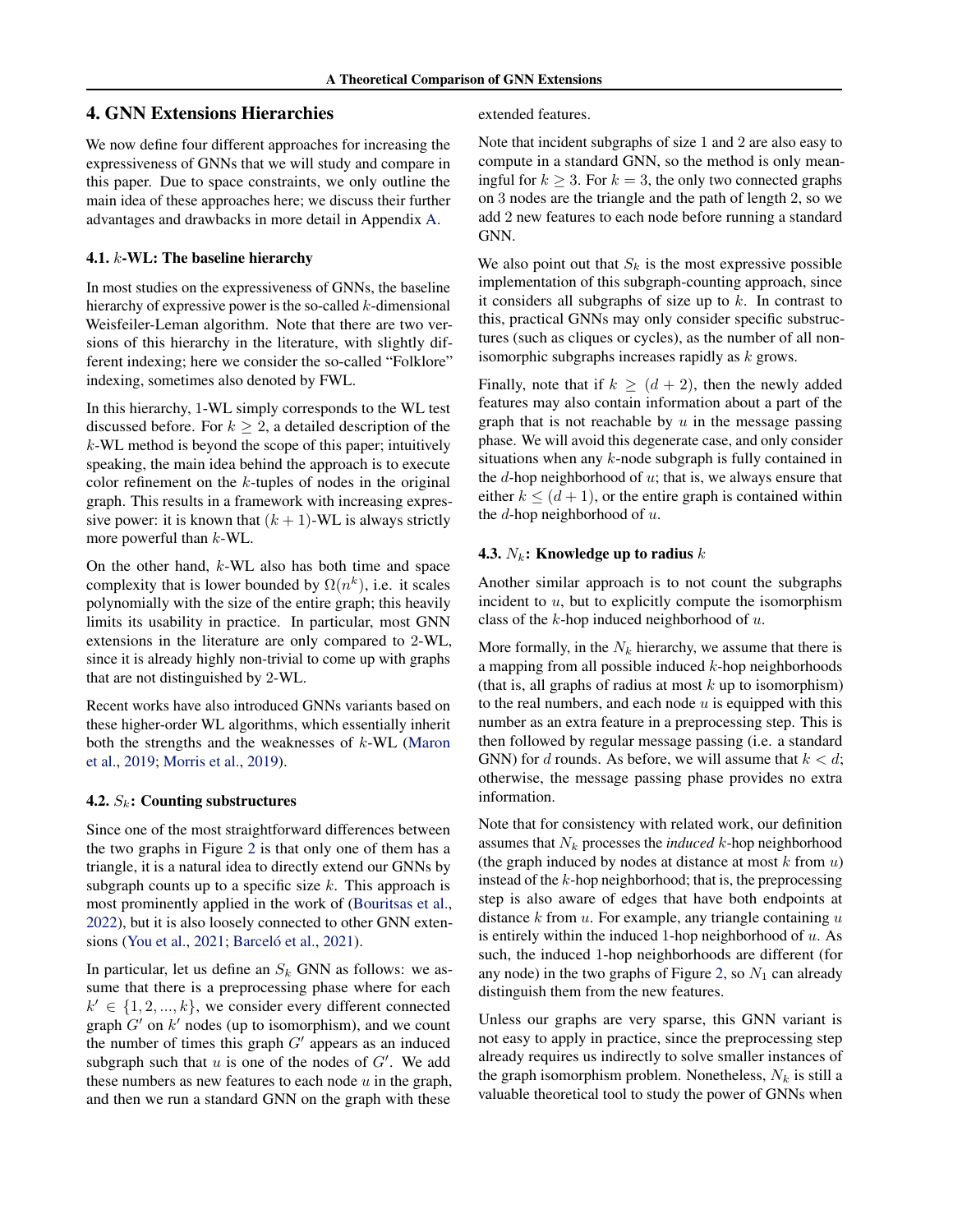## 4. GNN Extensions Hierarchies

We now define four different approaches for increasing the expressiveness of GNNs that we will study and compare in this paper. Due to space constraints, we only outline the main idea of these approaches here; we discuss their further advantages and drawbacks in more detail in Appendix A.

### 4.1. $k$-WL: The baseline hierarchy

In most studies on the expressiveness of GNNs, the baseline hierarchy of expressive power is the so-called $k$-dimensional Weisfeiler-Leman algorithm. Note that there are two versions of this hierarchy in the literature, with slightly different indexing; here we consider the so-called "Folklore" indexing, sometimes also denoted by FWL.

In this hierarchy, 1-WL simply corresponds to the WL test discussed before. For $k \geq 2$, a detailed description of the $k$-WL method is beyond the scope of this paper; intuitively speaking, the main idea behind the approach is to execute color refinement on the $k$-tuples of nodes in the original graph. This results in a framework with increasing expressive power: it is known that $(k+1)$-WL is always strictly more powerful than $k$-WL.

On the other hand, $k$-WL also has both time and space complexity that is lower bounded by $\Omega(n^k)$, i.e. it scales polynomially with the size of the entire graph; this heavily limits its usability in practice. In particular, most GNN extensions in the literature are only compared to 2-WL, since it is already highly non-trivial to come up with graphs that are not distinguished by 2-WL.

Recent works have also introduced GNNs variants based on these higher-order WL algorithms, which essentially inherit both the strengths and the weaknesses of $k$-WL (Maron et al., 2019; Morris et al., 2019).

### 4.2. $S_k$: Counting substructures

Since one of the most straightforward differences between the two graphs in Figure 2 is that only one of them has a triangle, it is a natural idea to directly extend our GNNs by subgraph counts up to a specific size $k$. This approach is most prominently applied in the work of (Bouritsas et al., 2022), but it is also loosely connected to other GNN extensions (You et al., 2021; Barceló et al., 2021).

In particular, let us define an $S_k$ GNN as follows: we assume that there is a preprocessing phase where for each $k' \in \{1, 2, ..., k\}$, we consider every different connected graph $G'$ on $k'$ nodes (up to isomorphism), and we count the number of times this graph $G'$ appears as an induced subgraph such that $u$ is one of the nodes of $G'$. We add these numbers as new features to each node $u$ in the graph, and then we run a standard GNN on the graph with these extended features.

Note that incident subgraphs of size 1 and 2 are also easy to compute in a standard GNN, so the method is only meaningful for $k \geq 3$. For $k = 3$, the only two connected graphs on 3 nodes are the triangle and the path of length 2, so we add 2 new features to each node before running a standard GNN.

We also point out that $S_k$ is the most expressive possible implementation of this subgraph-counting approach, since it considers all subgraphs of size up to $k$. In contrast to this, practical GNNs may only consider specific substructures (such as cliques or cycles), as the number of all non-isomorphic subgraphs increases rapidly as $k$ grows.

Finally, note that if $k \geq (d+2)$, then the newly added features may also contain information about a part of the graph that is not reachable by $u$ in the message passing phase. We will avoid this degenerate case, and only consider situations when any $k$-node subgraph is fully contained in the $d$-hop neighborhood of $u$; that is, we always ensure that either $k \leq (d+1)$, or the entire graph is contained within the $d$-hop neighborhood of $u$.

### 4.3. $N_k$: Knowledge up to radius $k$

Another similar approach is to not count the subgraphs incident to $u$, but to explicitly compute the isomorphism class of the $k$-hop induced neighborhood of $u$.

More formally, in the $N_k$ hierarchy, we assume that there is a mapping from all possible induced $k$-hop neighborhoods (that is, all graphs of radius at most $k$ up to isomorphism) to the real numbers, and each node $u$ is equipped with this number as an extra feature in a preprocessing step. This is then followed by regular message passing (i.e. a standard GNN) for $d$ rounds. As before, we will assume that $k < d$; otherwise, the message passing phase provides no extra information.

Note that for consistency with related work, our definition assumes that $N_k$ processes the *induced* $k$-hop neighborhood (the graph induced by nodes at distance at most $k$ from $u$) instead of the $k$-hop neighborhood; that is, the preprocessing step is also aware of edges that have both endpoints at distance $k$ from $u$. For example, any triangle containing $u$ is entirely within the induced 1-hop neighborhood of $u$. As such, the induced 1-hop neighborhoods are different (for any node) in the two graphs of Figure 2, so $N_1$ can already distinguish them from the new features.

Unless our graphs are very sparse, this GNN variant is not easy to apply in practice, since the preprocessing step already requires us indirectly to solve smaller instances of the graph isomorphism problem. Nonetheless, $N_k$ is still a valuable theoretical tool to study the power of GNNs when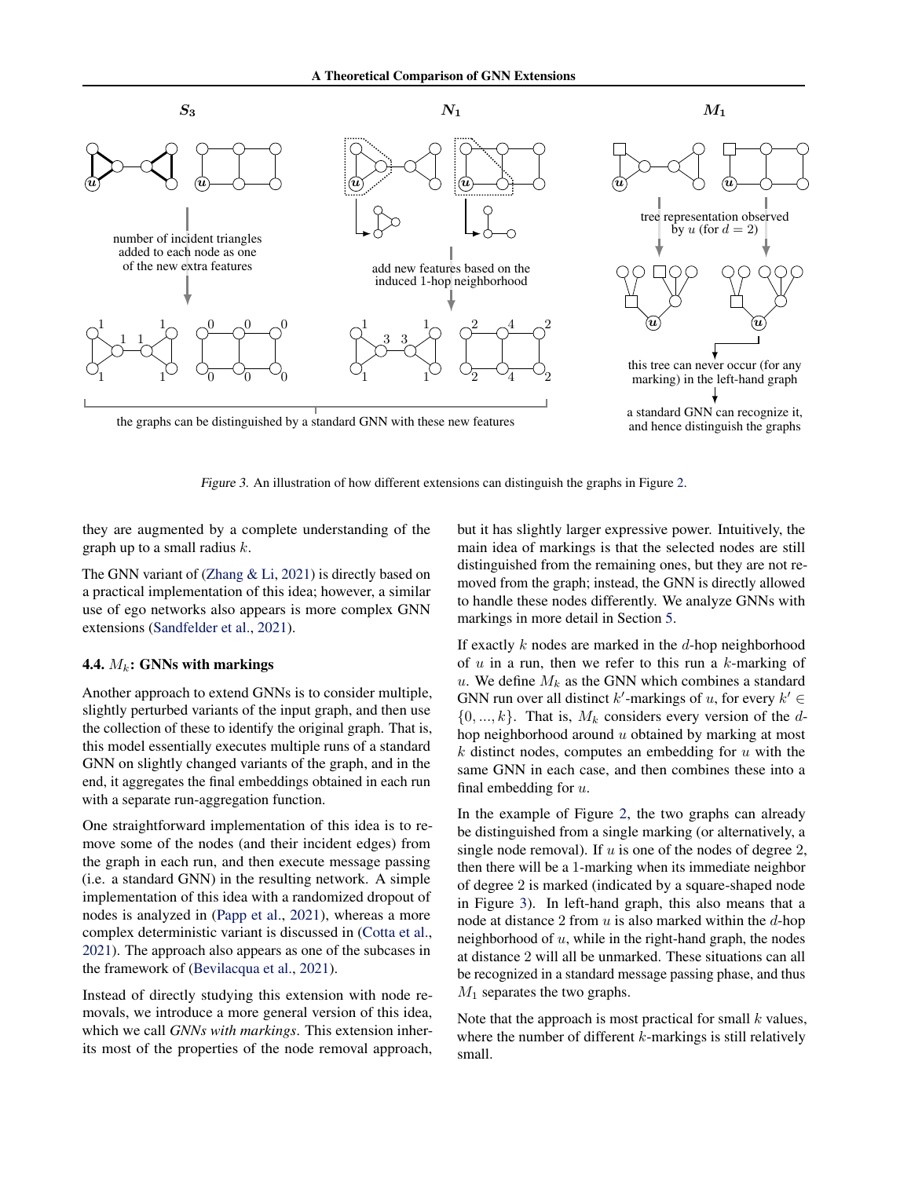Figure 3. An illustration of how different extensions can distinguish the graphs in Figure 2.

they are augmented by a complete understanding of the graph up to a small radius $k$.

The GNN variant of (Zhang & Li, 2021) is directly based on a practical implementation of this idea; however, a similar use of ego networks also appears is more complex GNN extensions (Sandfelder et al., 2021).

### 4.4. $M_k$: GNNs with markings

Another approach to extend GNNs is to consider multiple, slightly perturbed variants of the input graph, and then use the collection of these to identify the original graph. That is, this model essentially executes multiple runs of a standard GNN on slightly changed variants of the graph, and in the end, it aggregates the final embeddings obtained in each run with a separate run-aggregation function.

One straightforward implementation of this idea is to remove some of the nodes (and their incident edges) from the graph in each run, and then execute message passing (i.e. a standard GNN) in the resulting network. A simple implementation of this idea with a randomized dropout of nodes is analyzed in (Papp et al., 2021), whereas a more complex deterministic variant is discussed in (Cotta et al., 2021). The approach also appears as one of the subcases in the framework of (Bevilacqua et al., 2021).

Instead of directly studying this extension with node removals, we introduce a more general version of this idea, which we call *GNNs with markings*. This extension inherits most of the properties of the node removal approach, but it has slightly larger expressive power. Intuitively, the main idea of markings is that the selected nodes are still distinguished from the remaining ones, but they are not removed from the graph; instead, the GNN is directly allowed to handle these nodes differently. We analyze GNNs with markings in more detail in Section 5.

If exactly $k$ nodes are marked in the $d$-hop neighborhood of $u$ in a run, then we refer to this run a $k$-marking of $u$. We define $M_k$ as the GNN which combines a standard GNN run over all distinct $k'$-markings of $u$, for every $k' \in \{0, ..., k\}$. That is, $M_k$ considers every version of the $d$-hop neighborhood around $u$ obtained by marking at most $k$ distinct nodes, computes an embedding for $u$ with the same GNN in each case, and then combines these into a final embedding for $u$.

In the example of Figure 2, the two graphs can already be distinguished from a single marking (or alternatively, a single node removal). If $u$ is one of the nodes of degree 2, then there will be a 1-marking when its immediate neighbor of degree 2 is marked (indicated by a square-shaped node in Figure 3). In left-hand graph, this also means that a node at distance 2 from $u$ is also marked within the $d$-hop neighborhood of $u$, while in the right-hand graph, the nodes at distance 2 will all be unmarked. These situations can all be recognized in a standard message passing phase, and thus $M_1$ separates the two graphs.

Note that the approach is most practical for small $k$ values, where the number of different $k$-markings is still relatively small.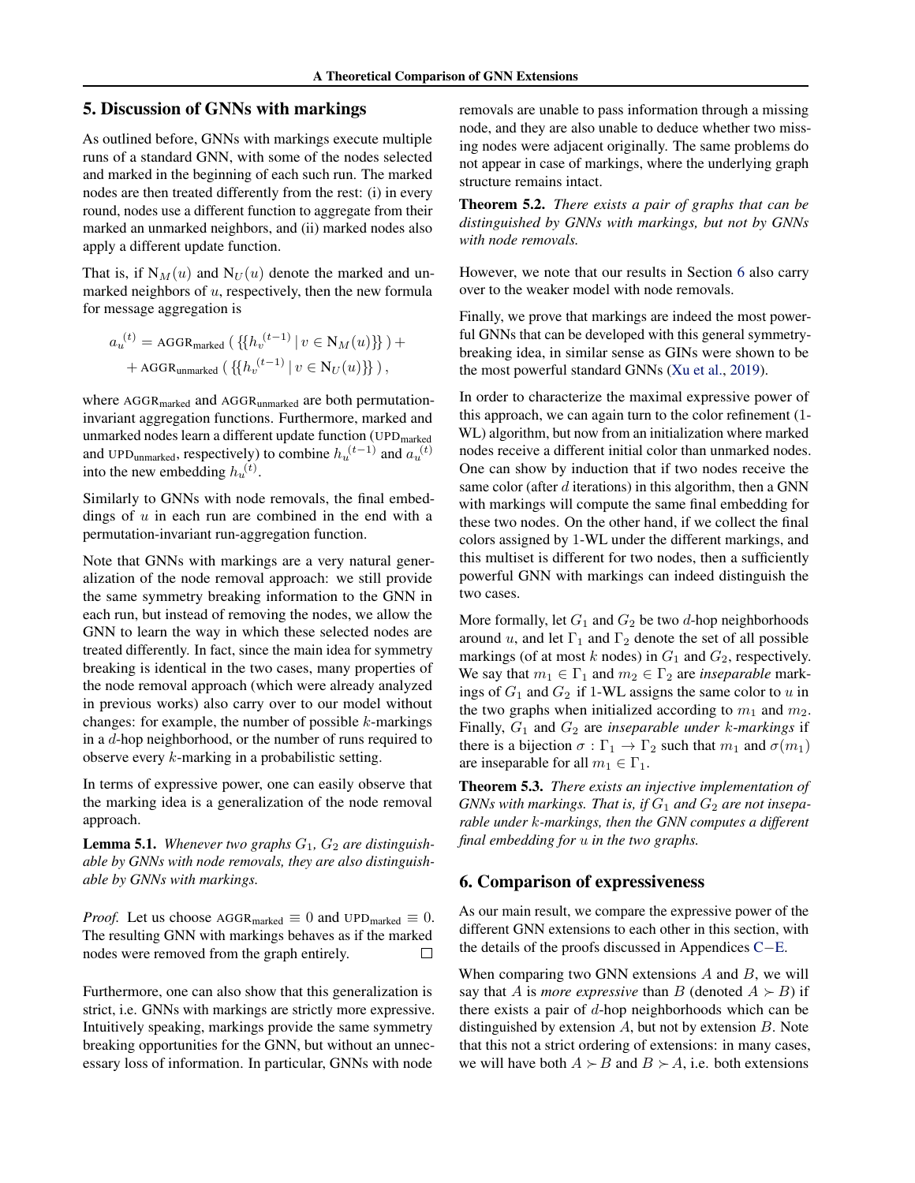## 5. Discussion of GNNs with markings

As outlined before, GNNs with markings execute multiple runs of a standard GNN, with some of the nodes selected and marked in the beginning of each such run. The marked nodes are then treated differently from the rest: (i) in every round, nodes use a different function to aggregate from their marked an unmarked neighbors, and (ii) marked nodes also apply a different update function.

That is, if $\mathrm{N}_M(u)$ and $\mathrm{N}_U(u)$ denote the marked and unmarked neighbors of $u$, respectively, then the new formula for message aggregation is

$$a_u^{(t)} = \mathrm{AGGR}_{\text{marked}} \left( \{\{ h_v^{(t-1)} \mid v \in \mathrm{N}_M(u) \}\} \right) + \\ + \mathrm{AGGR}_{\text{unmarked}} \left( \{\{ h_v^{(t-1)} \mid v \in \mathrm{N}_U(u) \}\} \right),$$

where $\mathrm{AGGR}_{\text{marked}}$ and $\mathrm{AGGR}_{\text{unmarked}}$ are both permutation-invariant aggregation functions. Furthermore, marked and unmarked nodes learn a different update function ($\mathrm{UPD}_{\text{marked}}$ and $\mathrm{UPD}_{\text{unmarked}}$, respectively) to combine $h_u^{(t-1)}$ and $a_u^{(t)}$ into the new embedding $h_u^{(t)}$.

Similarly to GNNs with node removals, the final embeddings of $u$ in each run are combined in the end with a permutation-invariant run-aggregation function.

Note that GNNs with markings are a very natural generalization of the node removal approach: we still provide the same symmetry breaking information to the GNN in each run, but instead of removing the nodes, we allow the GNN to learn the way in which these selected nodes are treated differently. In fact, since the main idea for symmetry breaking is identical in the two cases, many properties of the node removal approach (which were already analyzed in previous works) also carry over to our model without changes: for example, the number of possible $k$-markings in a $d$-hop neighborhood, or the number of runs required to observe every $k$-marking in a probabilistic setting.

In terms of expressive power, one can easily observe that the marking idea is a generalization of the node removal approach.

**Lemma 5.1.** *Whenever two graphs $G_1$, $G_2$ are distinguishable by GNNs with node removals, they are also distinguishable by GNNs with markings.*

*Proof.* Let us choose $\mathrm{AGGR}_{\text{marked}} \equiv 0$ and $\mathrm{UPD}_{\text{marked}} \equiv 0$. The resulting GNN with markings behaves as if the marked nodes were removed from the graph entirely. □

Furthermore, one can also show that this generalization is strict, i.e. GNNs with markings are strictly more expressive. Intuitively speaking, markings provide the same symmetry breaking opportunities for the GNN, but without an unnecessary loss of information. In particular, GNNs with node removals are unable to pass information through a missing node, and they are also unable to deduce whether two missing nodes were adjacent originally. The same problems do not appear in case of markings, where the underlying graph structure remains intact.

**Theorem 5.2.** *There exists a pair of graphs that can be distinguished by GNNs with markings, but not by GNNs with node removals.*

However, we note that our results in Section 6 also carry over to the weaker model with node removals.

Finally, we prove that markings are indeed the most powerful GNNs that can be developed with this general symmetry-breaking idea, in similar sense as GINs were shown to be the most powerful standard GNNs (Xu et al., 2019).

In order to characterize the maximal expressive power of this approach, we can again turn to the color refinement (1-WL) algorithm, but now from an initialization where marked nodes receive a different initial color than unmarked nodes. One can show by induction that if two nodes receive the same color (after $d$ iterations) in this algorithm, then a GNN with markings will compute the same final embedding for these two nodes. On the other hand, if we collect the final colors assigned by 1-WL under the different markings, and this multiset is different for two nodes, then a sufficiently powerful GNN with markings can indeed distinguish the two cases.

More formally, let $G_1$ and $G_2$ be two $d$-hop neighborhoods around $u$, and let $\Gamma_1$ and $\Gamma_2$ denote the set of all possible markings (of at most $k$ nodes) in $G_1$ and $G_2$, respectively. We say that $m_1 \in \Gamma_1$ and $m_2 \in \Gamma_2$ are *inseparable* markings of $G_1$ and $G_2$ if 1-WL assigns the same color to $u$ in the two graphs when initialized according to $m_1$ and $m_2$. Finally, $G_1$ and $G_2$ are *inseparable under $k$-markings* if there is a bijection $\sigma : \Gamma_1 \to \Gamma_2$ such that $m_1$ and $\sigma(m_1)$ are inseparable for all $m_1 \in \Gamma_1$.

**Theorem 5.3.** *There exists an injective implementation of GNNs with markings. That is, if $G_1$ and $G_2$ are not inseparable under $k$-markings, then the GNN computes a different final embedding for $u$ in the two graphs.*

## 6. Comparison of expressiveness

As our main result, we compare the expressive power of the different GNN extensions to each other in this section, with the details of the proofs discussed in Appendices C–E.

When comparing two GNN extensions $A$ and $B$, we will say that $A$ is *more expressive* than $B$ (denoted $A \succ B$) if there exists a pair of $d$-hop neighborhoods which can be distinguished by extension $A$, but not by extension $B$. Note that this not a strict ordering of extensions: in many cases, we will have both $A \succ B$ and $B \succ A$, i.e. both extensions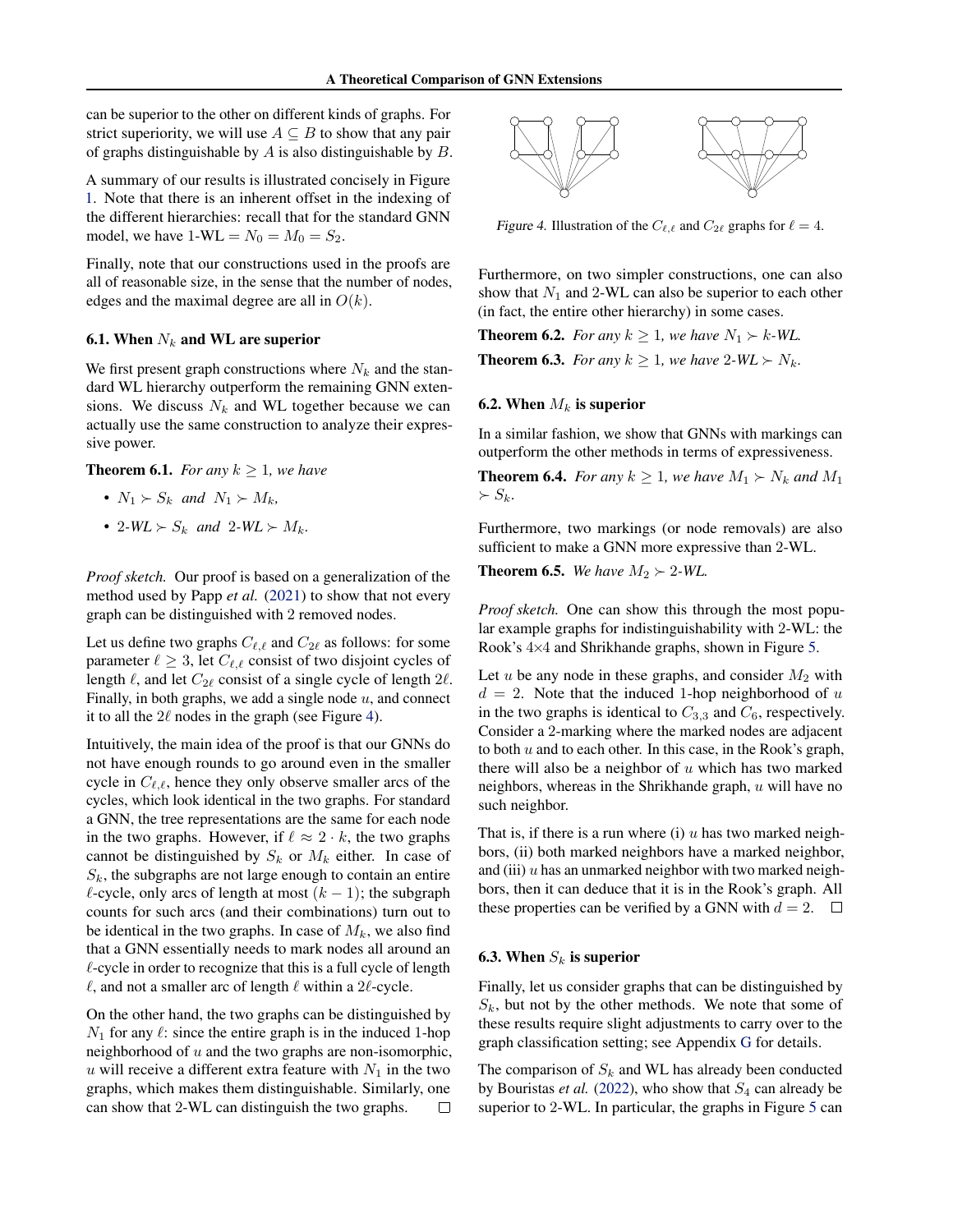can be superior to the other on different kinds of graphs. For strict superiority, we will use $A \subseteq B$ to show that any pair of graphs distinguishable by $A$ is also distinguishable by $B$.

A summary of our results is illustrated concisely in Figure 1. Note that there is an inherent offset in the indexing of the different hierarchies: recall that for the standard GNN model, we have 1-WL $= N_0 = M_0 = S_2$.

Finally, note that our constructions used in the proofs are all of reasonable size, in the sense that the number of nodes, edges and the maximal degree are all in $O(k)$.

### 6.1. When $N_k$ and WL are superior

We first present graph constructions where $N_k$ and the standard WL hierarchy outperform the remaining GNN extensions. We discuss $N_k$ and WL together because we can actually use the same construction to analyze their expressive power.

**Theorem 6.1.** *For any $k \geq 1$, we have*

- $N_1 \succ S_k$ *and* $N_1 \succ M_k$,
- 2-*WL* $\succ S_k$ *and* 2-*WL* $\succ M_k$.

*Proof sketch.* Our proof is based on a generalization of the method used by Papp *et al.* (2021) to show that not every graph can be distinguished with 2 removed nodes.

Let us define two graphs $C_{\ell,\ell}$ and $C_{2\ell}$ as follows: for some parameter $\ell \geq 3$, let $C_{\ell,\ell}$ consist of two disjoint cycles of length $\ell$, and let $C_{2\ell}$ consist of a single cycle of length $2\ell$. Finally, in both graphs, we add a single node $u$, and connect it to all the $2\ell$ nodes in the graph (see Figure 4).

Intuitively, the main idea of the proof is that our GNNs do not have enough rounds to go around even in the smaller cycle in $C_{\ell,\ell}$, hence they only observe smaller arcs of the cycles, which look identical in the two graphs. For standard a GNN, the tree representations are the same for each node in the two graphs. However, if $\ell \approx 2 \cdot k$, the two graphs cannot be distinguished by $S_k$ or $M_k$ either. In case of $S_k$, the subgraphs are not large enough to contain an entire $\ell$-cycle, only arcs of length at most $(k-1)$; the subgraph counts for such arcs (and their combinations) turn out to be identical in the two graphs. In case of $M_k$, we also find that a GNN essentially needs to mark nodes all around an $\ell$-cycle in order to recognize that this is a full cycle of length $\ell$, and not a smaller arc of length $\ell$ within a $2\ell$-cycle.

On the other hand, the two graphs can be distinguished by $N_1$ for any $\ell$: since the entire graph is in the induced 1-hop neighborhood of $u$ and the two graphs are non-isomorphic, $u$ will receive a different extra feature with $N_1$ in the two graphs, which makes them distinguishable. Similarly, one can show that 2-WL can distinguish the two graphs. $\square$

*Figure 4.* Illustration of the $C_{\ell,\ell}$ and $C_{2\ell}$ graphs for $\ell = 4$.

Furthermore, on two simpler constructions, one can also show that $N_1$ and 2-WL can also be superior to each other (in fact, the entire other hierarchy) in some cases.

**Theorem 6.2.** *For any $k \geq 1$, we have $N_1 \succ k$-WL.*

**Theorem 6.3.** *For any $k \geq 1$, we have 2-WL $\succ N_k$.*

### 6.2. When $M_k$ is superior

In a similar fashion, we show that GNNs with markings can outperform the other methods in terms of expressiveness.

**Theorem 6.4.** *For any $k \geq 1$, we have $M_1 \succ N_k$ and $M_1 \succ S_k$.*

Furthermore, two markings (or node removals) are also sufficient to make a GNN more expressive than 2-WL.

**Theorem 6.5.** *We have $M_2 \succ$ 2-WL.*

*Proof sketch.* One can show this through the most popular example graphs for indistinguishability with 2-WL: the Rook's 4×4 and Shrikhande graphs, shown in Figure 5.

Let $u$ be any node in these graphs, and consider $M_2$ with $d = 2$. Note that the induced 1-hop neighborhood of $u$ in the two graphs is identical to $C_{3,3}$ and $C_6$, respectively. Consider a 2-marking where the marked nodes are adjacent to both $u$ and to each other. In this case, in the Rook's graph, there will also be a neighbor of $u$ which has two marked neighbors, whereas in the Shrikhande graph, $u$ will have no such neighbor.

That is, if there is a run where (i) $u$ has two marked neighbors, (ii) both marked neighbors have a marked neighbor, and (iii) $u$ has an unmarked neighbor with two marked neighbors, then it can deduce that it is in the Rook's graph. All these properties can be verified by a GNN with $d = 2$. $\square$

### 6.3. When $S_k$ is superior

Finally, let us consider graphs that can be distinguished by $S_k$, but not by the other methods. We note that some of these results require slight adjustments to carry over to the graph classification setting; see Appendix G for details.

The comparison of $S_k$ and WL has already been conducted by Bouritsas *et al.* (2022), who show that $S_4$ can already be superior to 2-WL. In particular, the graphs in Figure 5 can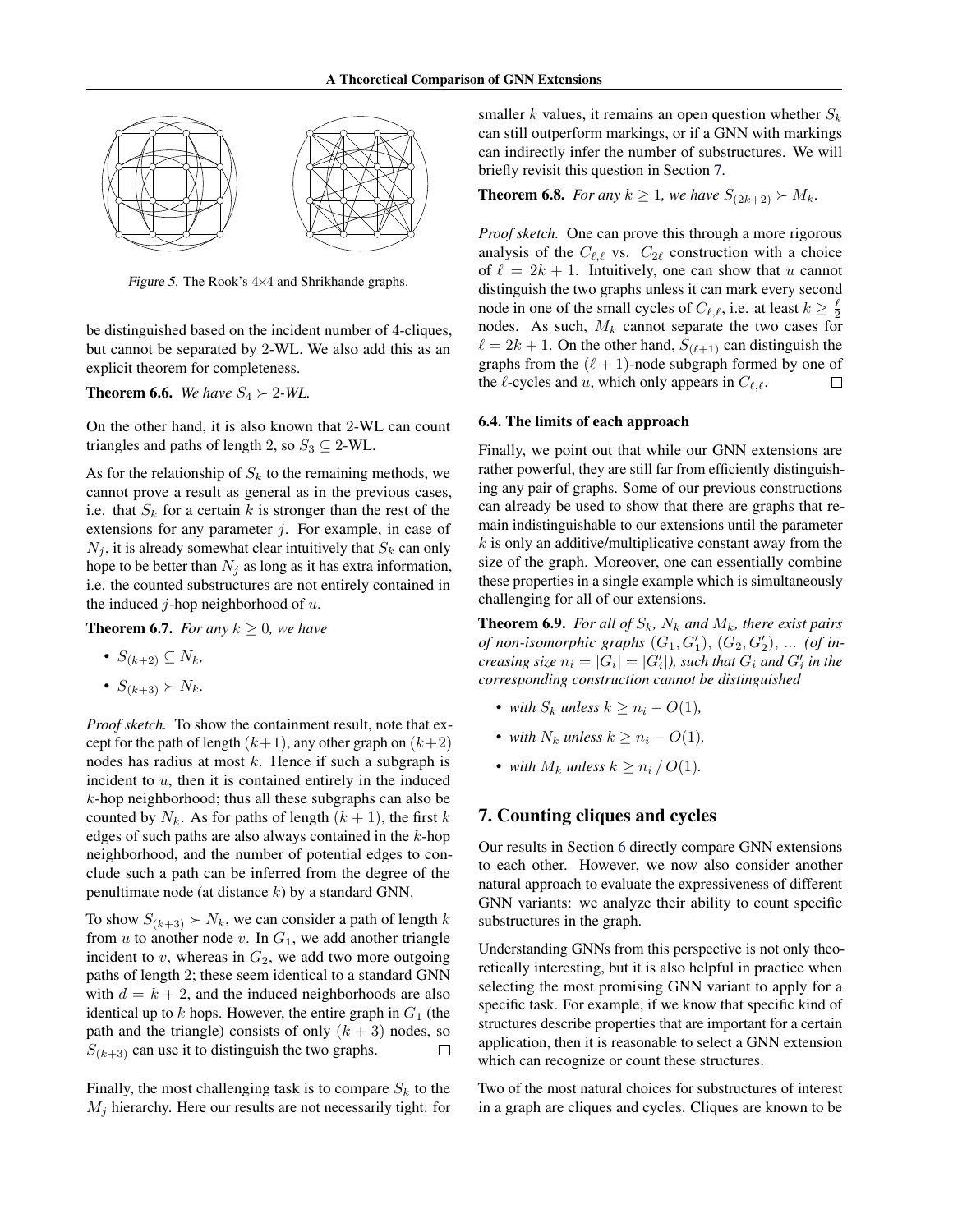Figure 5. The Rook's 4×4 and Shrikhande graphs.

be distinguished based on the incident number of 4-cliques, but cannot be separated by 2-WL. We also add this as an explicit theorem for completeness.

**Theorem 6.6.** *We have $S_4 \succ$ 2-WL.*

On the other hand, it is also known that 2-WL can count triangles and paths of length 2, so $S_3 \subseteq$ 2-WL.

As for the relationship of $S_k$ to the remaining methods, we cannot prove a result as general as in the previous cases, i.e. that $S_k$ for a certain $k$ is stronger than the rest of the extensions for any parameter $j$. For example, in case of $N_j$, it is already somewhat clear intuitively that $S_k$ can only hope to be better than $N_j$ as long as it has extra information, i.e. the counted substructures are not entirely contained in the induced $j$-hop neighborhood of $u$.

**Theorem 6.7.** *For any $k \geq 0$, we have*

- $S_{(k+2)} \subseteq N_k$,
- $S_{(k+3)} \succ N_k$.

*Proof sketch.* To show the containment result, note that except for the path of length $(k+1)$, any other graph on $(k+2)$ nodes has radius at most $k$. Hence if such a subgraph is incident to $u$, then it is contained entirely in the induced $k$-hop neighborhood; thus all these subgraphs can also be counted by $N_k$. As for paths of length $(k+1)$, the first $k$ edges of such paths are also always contained in the $k$-hop neighborhood, and the number of potential edges to conclude such a path can be inferred from the degree of the penultimate node (at distance $k$) by a standard GNN.

To show $S_{(k+3)} \succ N_k$, we can consider a path of length $k$ from $u$ to another node $v$. In $G_1$, we add another triangle incident to $v$, whereas in $G_2$, we add two more outgoing paths of length 2; these seem identical to a standard GNN with $d = k+2$, and the induced neighborhoods are also identical up to $k$ hops. However, the entire graph in $G_1$ (the path and the triangle) consists of only $(k+3)$ nodes, so $S_{(k+3)}$ can use it to distinguish the two graphs. □

Finally, the most challenging task is to compare $S_k$ to the $M_j$ hierarchy. Here our results are not necessarily tight: for smaller $k$ values, it remains an open question whether $S_k$ can still outperform markings, or if a GNN with markings can indirectly infer the number of substructures. We will briefly revisit this question in Section 7.

**Theorem 6.8.** *For any $k \geq 1$, we have $S_{(2k+2)} \succ M_k$.*

*Proof sketch.* One can prove this through a more rigorous analysis of the $C_{\ell,\ell}$ vs. $C_{2\ell}$ construction with a choice of $\ell = 2k+1$. Intuitively, one can show that $u$ cannot distinguish the two graphs unless it can mark every second node in one of the small cycles of $C_{\ell,\ell}$, i.e. at least $k \geq \frac{\ell}{2}$ nodes. As such, $M_k$ cannot separate the two cases for $\ell = 2k+1$. On the other hand, $S_{(\ell+1)}$ can distinguish the graphs from the $(\ell+1)$-node subgraph formed by one of the $\ell$-cycles and $u$, which only appears in $C_{\ell,\ell}$. □

### 6.4. The limits of each approach

Finally, we point out that while our GNN extensions are rather powerful, they are still far from efficiently distinguishing any pair of graphs. Some of our previous constructions can already be used to show that there are graphs that remain indistinguishable to our extensions until the parameter $k$ is only an additive/multiplicative constant away from the size of the graph. Moreover, one can essentially combine these properties in a single example which is simultaneously challenging for all of our extensions.

**Theorem 6.9.** *For all of $S_k$, $N_k$ and $M_k$, there exist pairs of non-isomorphic graphs $(G_1, G_1')$, $(G_2, G_2')$, ... (of increasing size $n_i = |G_i| = |G_i'|$), such that $G_i$ and $G_i'$ in the corresponding construction cannot be distinguished*

- *with $S_k$ unless $k \geq n_i - O(1)$,*
- *with $N_k$ unless $k \geq n_i - O(1)$,*
- *with $M_k$ unless $k \geq n_i \,/\, O(1)$.*

## 7. Counting cliques and cycles

Our results in Section 6 directly compare GNN extensions to each other. However, we now also consider another natural approach to evaluate the expressiveness of different GNN variants: we analyze their ability to count specific substructures in the graph.

Understanding GNNs from this perspective is not only theoretically interesting, but it is also helpful in practice when selecting the most promising GNN variant to apply for a specific task. For example, if we know that specific kind of structures describe properties that are important for a certain application, then it is reasonable to select a GNN extension which can recognize or count these structures.

Two of the most natural choices for substructures of interest in a graph are cliques and cycles. Cliques are known to be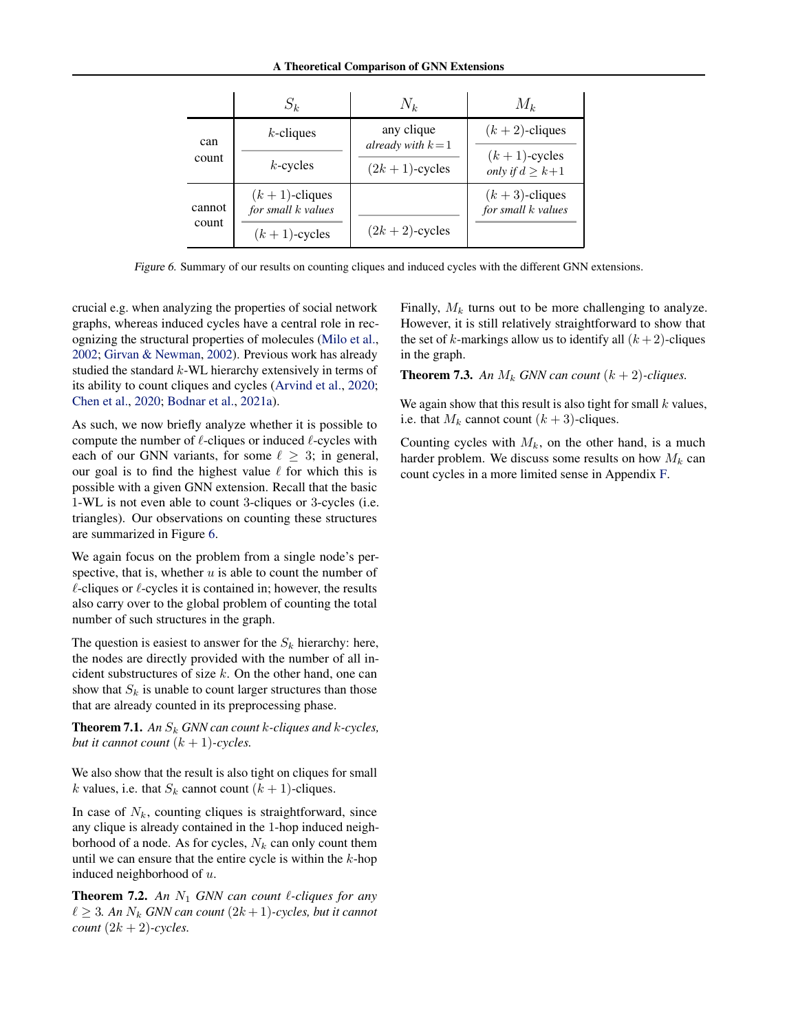|  | $S_k$ | $N_k$ | $M_k$ |
|---|---|---|---|
| can count | $k$-cliques | any clique *already with* $k=1$ | $(k+2)$-cliques |
|  | $k$-cycles | $(2k+1)$-cycles | $(k+1)$-cycles *only if* $d \geq k+1$ |
| cannot count | $(k+1)$-cliques *for small* $k$ *values* |  | $(k+3)$-cliques *for small* $k$ *values* |
|  | $(k+1)$-cycles | $(2k+2)$-cycles |  |

*Figure 6.* Summary of our results on counting cliques and induced cycles with the different GNN extensions.

crucial e.g. when analyzing the properties of social network graphs, whereas induced cycles have a central role in recognizing the structural properties of molecules (Milo et al., 2002; Girvan & Newman, 2002). Previous work has already studied the standard $k$-WL hierarchy extensively in terms of its ability to count cliques and cycles (Arvind et al., 2020; Chen et al., 2020; Bodnar et al., 2021a).

As such, we now briefly analyze whether it is possible to compute the number of $\ell$-cliques or induced $\ell$-cycles with each of our GNN variants, for some $\ell \geq 3$; in general, our goal is to find the highest value $\ell$ for which this is possible with a given GNN extension. Recall that the basic 1-WL is not even able to count 3-cliques or 3-cycles (i.e. triangles). Our observations on counting these structures are summarized in Figure 6.

We again focus on the problem from a single node's perspective, that is, whether $u$ is able to count the number of $\ell$-cliques or $\ell$-cycles it is contained in; however, the results also carry over to the global problem of counting the total number of such structures in the graph.

The question is easiest to answer for the $S_k$ hierarchy: here, the nodes are directly provided with the number of all incident substructures of size $k$. On the other hand, one can show that $S_k$ is unable to count larger structures than those that are already counted in its preprocessing phase.

**Theorem 7.1.** *An $S_k$ GNN can count $k$-cliques and $k$-cycles, but it cannot count $(k+1)$-cycles.*

We also show that the result is also tight on cliques for small $k$ values, i.e. that $S_k$ cannot count $(k+1)$-cliques.

In case of $N_k$, counting cliques is straightforward, since any clique is already contained in the 1-hop induced neighborhood of a node. As for cycles, $N_k$ can only count them until we can ensure that the entire cycle is within the $k$-hop induced neighborhood of $u$.

**Theorem 7.2.** *An $N_1$ GNN can count $\ell$-cliques for any $\ell \geq 3$. An $N_k$ GNN can count $(2k+1)$-cycles, but it cannot count $(2k+2)$-cycles.*

Finally, $M_k$ turns out to be more challenging to analyze. However, it is still relatively straightforward to show that the set of $k$-markings allow us to identify all $(k+2)$-cliques in the graph.

**Theorem 7.3.** *An $M_k$ GNN can count $(k+2)$-cliques.*

We again show that this result is also tight for small $k$ values, i.e. that $M_k$ cannot count $(k+3)$-cliques.

Counting cycles with $M_k$, on the other hand, is a much harder problem. We discuss some results on how $M_k$ can count cycles in a more limited sense in Appendix F.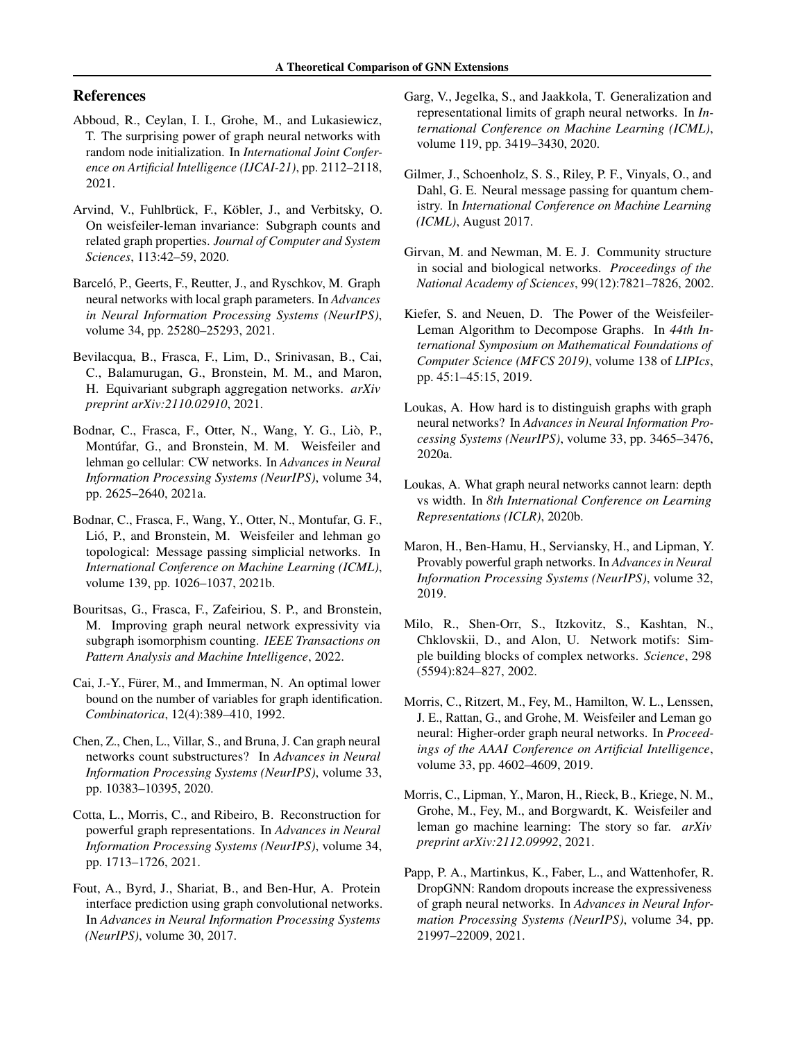## References

Abboud, R., Ceylan, I. I., Grohe, M., and Lukasiewicz, T. The surprising power of graph neural networks with random node initialization. In *International Joint Conference on Artificial Intelligence (IJCAI-21)*, pp. 2112–2118, 2021.

Arvind, V., Fuhlbrück, F., Köbler, J., and Verbitsky, O. On weisfeiler-leman invariance: Subgraph counts and related graph properties. *Journal of Computer and System Sciences*, 113:42–59, 2020.

Barceló, P., Geerts, F., Reutter, J., and Ryschkov, M. Graph neural networks with local graph parameters. In *Advances in Neural Information Processing Systems (NeurIPS)*, volume 34, pp. 25280–25293, 2021.

Bevilacqua, B., Frasca, F., Lim, D., Srinivasan, B., Cai, C., Balamurugan, G., Bronstein, M. M., and Maron, H. Equivariant subgraph aggregation networks. *arXiv preprint arXiv:2110.02910*, 2021.

Bodnar, C., Frasca, F., Otter, N., Wang, Y. G., Liò, P., Montúfar, G., and Bronstein, M. M. Weisfeiler and lehman go cellular: CW networks. In *Advances in Neural Information Processing Systems (NeurIPS)*, volume 34, pp. 2625–2640, 2021a.

Bodnar, C., Frasca, F., Wang, Y., Otter, N., Montufar, G. F., Lió, P., and Bronstein, M. Weisfeiler and lehman go topological: Message passing simplicial networks. In *International Conference on Machine Learning (ICML)*, volume 139, pp. 1026–1037, 2021b.

Bouritsas, G., Frasca, F., Zafeiriou, S. P., and Bronstein, M. Improving graph neural network expressivity via subgraph isomorphism counting. *IEEE Transactions on Pattern Analysis and Machine Intelligence*, 2022.

Cai, J.-Y., Fürer, M., and Immerman, N. An optimal lower bound on the number of variables for graph identification. *Combinatorica*, 12(4):389–410, 1992.

Chen, Z., Chen, L., Villar, S., and Bruna, J. Can graph neural networks count substructures? In *Advances in Neural Information Processing Systems (NeurIPS)*, volume 33, pp. 10383–10395, 2020.

Cotta, L., Morris, C., and Ribeiro, B. Reconstruction for powerful graph representations. In *Advances in Neural Information Processing Systems (NeurIPS)*, volume 34, pp. 1713–1726, 2021.

Fout, A., Byrd, J., Shariat, B., and Ben-Hur, A. Protein interface prediction using graph convolutional networks. In *Advances in Neural Information Processing Systems (NeurIPS)*, volume 30, 2017.

Garg, V., Jegelka, S., and Jaakkola, T. Generalization and representational limits of graph neural networks. In *International Conference on Machine Learning (ICML)*, volume 119, pp. 3419–3430, 2020.

Gilmer, J., Schoenholz, S. S., Riley, P. F., Vinyals, O., and Dahl, G. E. Neural message passing for quantum chemistry. In *International Conference on Machine Learning (ICML)*, August 2017.

Girvan, M. and Newman, M. E. J. Community structure in social and biological networks. *Proceedings of the National Academy of Sciences*, 99(12):7821–7826, 2002.

Kiefer, S. and Neuen, D. The Power of the Weisfeiler-Leman Algorithm to Decompose Graphs. In *44th International Symposium on Mathematical Foundations of Computer Science (MFCS 2019)*, volume 138 of *LIPIcs*, pp. 45:1–45:15, 2019.

Loukas, A. How hard is to distinguish graphs with graph neural networks? In *Advances in Neural Information Processing Systems (NeurIPS)*, volume 33, pp. 3465–3476, 2020a.

Loukas, A. What graph neural networks cannot learn: depth vs width. In *8th International Conference on Learning Representations (ICLR)*, 2020b.

Maron, H., Ben-Hamu, H., Serviansky, H., and Lipman, Y. Provably powerful graph networks. In *Advances in Neural Information Processing Systems (NeurIPS)*, volume 32, 2019.

Milo, R., Shen-Orr, S., Itzkovitz, S., Kashtan, N., Chklovskii, D., and Alon, U. Network motifs: Simple building blocks of complex networks. *Science*, 298 (5594):824–827, 2002.

Morris, C., Ritzert, M., Fey, M., Hamilton, W. L., Lenssen, J. E., Rattan, G., and Grohe, M. Weisfeiler and Leman go neural: Higher-order graph neural networks. In *Proceedings of the AAAI Conference on Artificial Intelligence*, volume 33, pp. 4602–4609, 2019.

Morris, C., Lipman, Y., Maron, H., Rieck, B., Kriege, N. M., Grohe, M., Fey, M., and Borgwardt, K. Weisfeiler and leman go machine learning: The story so far. *arXiv preprint arXiv:2112.09992*, 2021.

Papp, P. A., Martinkus, K., Faber, L., and Wattenhofer, R. DropGNN: Random dropouts increase the expressiveness of graph neural networks. In *Advances in Neural Information Processing Systems (NeurIPS)*, volume 34, pp. 21997–22009, 2021.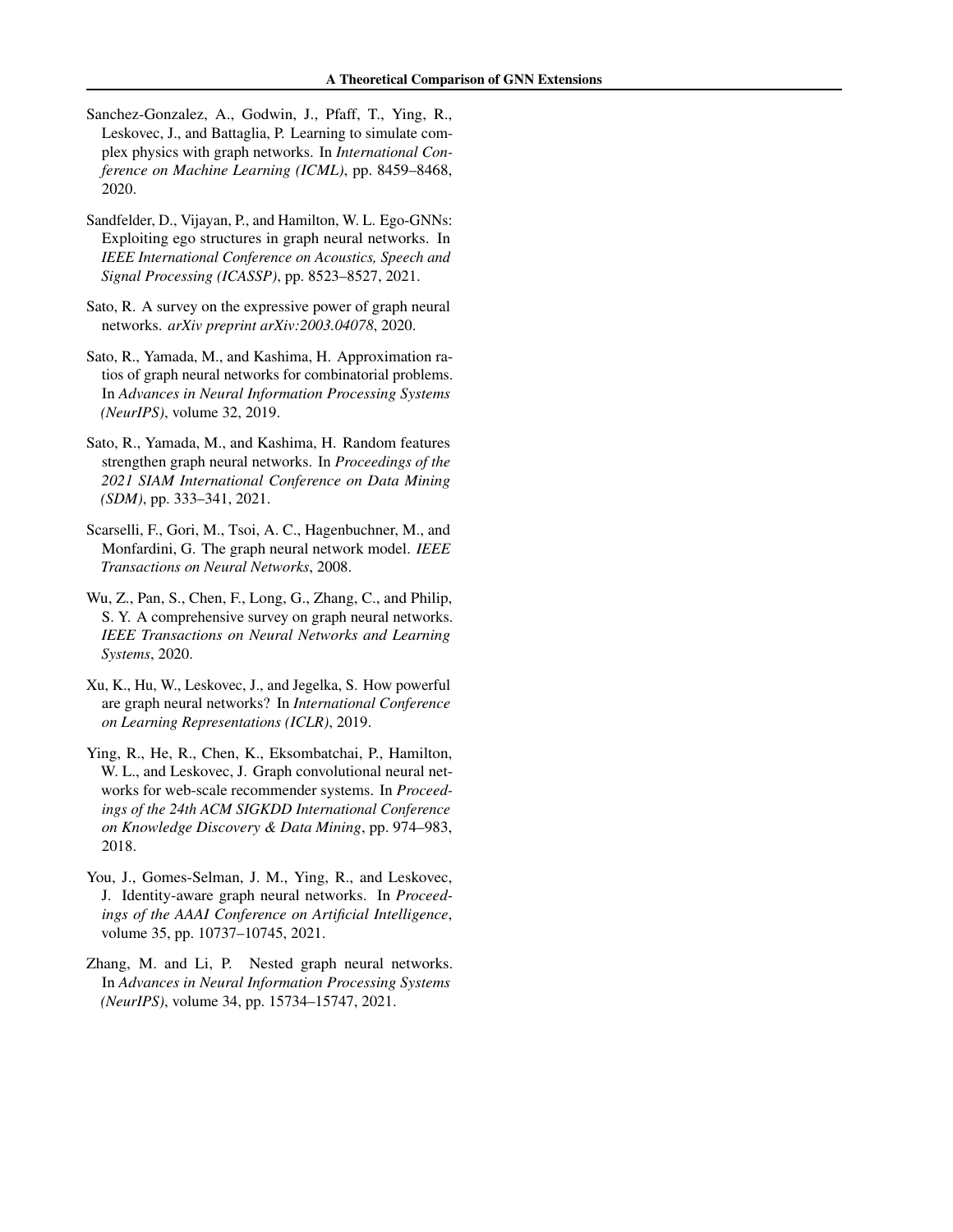Sanchez-Gonzalez, A., Godwin, J., Pfaff, T., Ying, R., Leskovec, J., and Battaglia, P. Learning to simulate complex physics with graph networks. In *International Conference on Machine Learning (ICML)*, pp. 8459–8468, 2020.

Sandfelder, D., Vijayan, P., and Hamilton, W. L. Ego-GNNs: Exploiting ego structures in graph neural networks. In *IEEE International Conference on Acoustics, Speech and Signal Processing (ICASSP)*, pp. 8523–8527, 2021.

Sato, R. A survey on the expressive power of graph neural networks. *arXiv preprint arXiv:2003.04078*, 2020.

Sato, R., Yamada, M., and Kashima, H. Approximation ratios of graph neural networks for combinatorial problems. In *Advances in Neural Information Processing Systems (NeurIPS)*, volume 32, 2019.

Sato, R., Yamada, M., and Kashima, H. Random features strengthen graph neural networks. In *Proceedings of the 2021 SIAM International Conference on Data Mining (SDM)*, pp. 333–341, 2021.

Scarselli, F., Gori, M., Tsoi, A. C., Hagenbuchner, M., and Monfardini, G. The graph neural network model. *IEEE Transactions on Neural Networks*, 2008.

Wu, Z., Pan, S., Chen, F., Long, G., Zhang, C., and Philip, S. Y. A comprehensive survey on graph neural networks. *IEEE Transactions on Neural Networks and Learning Systems*, 2020.

Xu, K., Hu, W., Leskovec, J., and Jegelka, S. How powerful are graph neural networks? In *International Conference on Learning Representations (ICLR)*, 2019.

Ying, R., He, R., Chen, K., Eksombatchai, P., Hamilton, W. L., and Leskovec, J. Graph convolutional neural networks for web-scale recommender systems. In *Proceedings of the 24th ACM SIGKDD International Conference on Knowledge Discovery & Data Mining*, pp. 974–983, 2018.

You, J., Gomes-Selman, J. M., Ying, R., and Leskovec, J. Identity-aware graph neural networks. In *Proceedings of the AAAI Conference on Artificial Intelligence*, volume 35, pp. 10737–10745, 2021.

Zhang, M. and Li, P. Nested graph neural networks. In *Advances in Neural Information Processing Systems (NeurIPS)*, volume 34, pp. 15734–15747, 2021.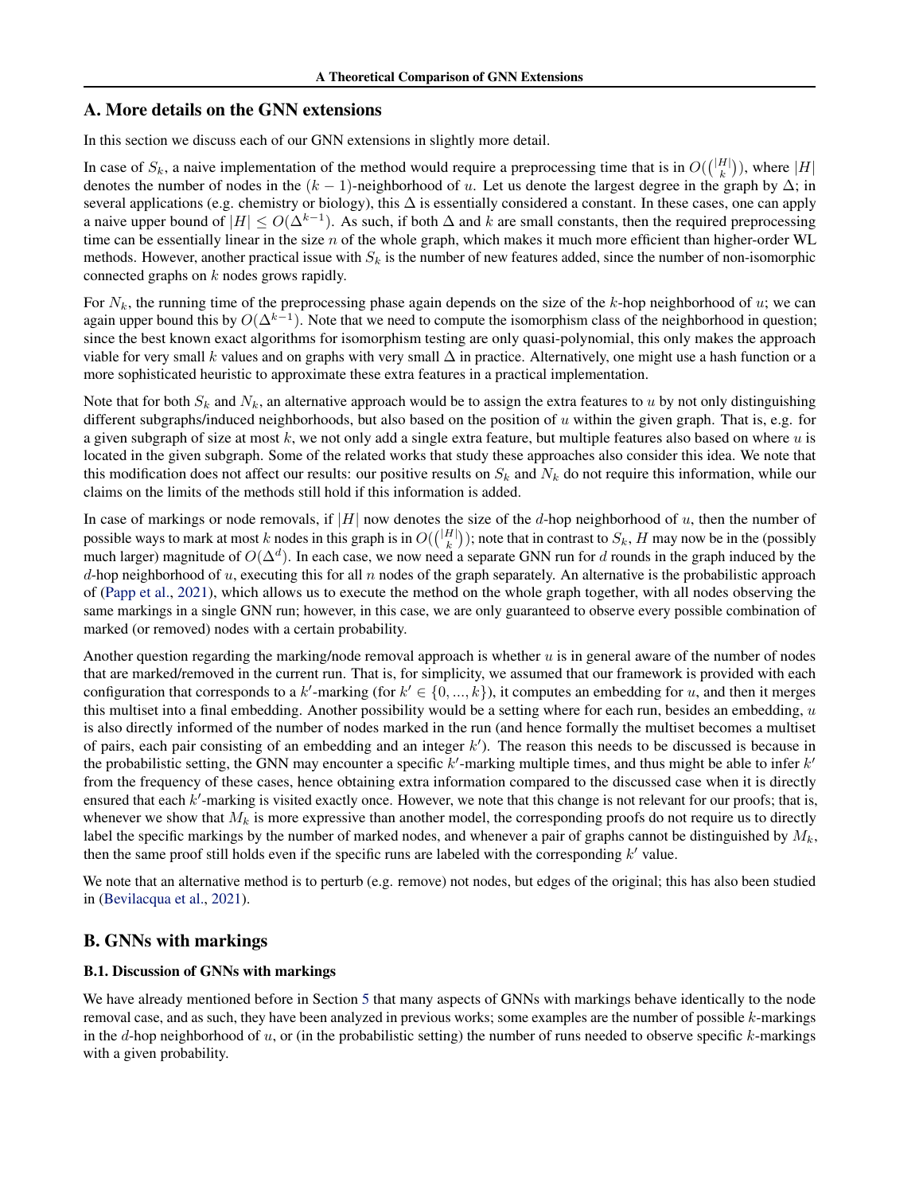## A. More details on the GNN extensions

In this section we discuss each of our GNN extensions in slightly more detail.

In case of $S_k$, a naive implementation of the method would require a preprocessing time that is in $O(\binom{|H|}{k})$, where $|H|$ denotes the number of nodes in the $(k-1)$-neighborhood of $u$. Let us denote the largest degree in the graph by $\Delta$; in several applications (e.g. chemistry or biology), this $\Delta$ is essentially considered a constant. In these cases, one can apply a naive upper bound of $|H| \leq O(\Delta^{k-1})$. As such, if both $\Delta$ and $k$ are small constants, then the required preprocessing time can be essentially linear in the size $n$ of the whole graph, which makes it much more efficient than higher-order WL methods. However, another practical issue with $S_k$ is the number of new features added, since the number of non-isomorphic connected graphs on $k$ nodes grows rapidly.

For $N_k$, the running time of the preprocessing phase again depends on the size of the $k$-hop neighborhood of $u$; we can again upper bound this by $O(\Delta^{k-1})$. Note that we need to compute the isomorphism class of the neighborhood in question; since the best known exact algorithms for isomorphism testing are only quasi-polynomial, this only makes the approach viable for very small $k$ values and on graphs with very small $\Delta$ in practice. Alternatively, one might use a hash function or a more sophisticated heuristic to approximate these extra features in a practical implementation.

Note that for both $S_k$ and $N_k$, an alternative approach would be to assign the extra features to $u$ by not only distinguishing different subgraphs/induced neighborhoods, but also based on the position of $u$ within the given graph. That is, e.g. for a given subgraph of size at most $k$, we not only add a single extra feature, but multiple features also based on where $u$ is located in the given subgraph. Some of the related works that study these approaches also consider this idea. We note that this modification does not affect our results: our positive results on $S_k$ and $N_k$ do not require this information, while our claims on the limits of the methods still hold if this information is added.

In case of markings or node removals, if $|H|$ now denotes the size of the $d$-hop neighborhood of $u$, then the number of possible ways to mark at most $k$ nodes in this graph is in $O(\binom{|H|}{k})$; note that in contrast to $S_k$, $H$ may now be in the (possibly much larger) magnitude of $O(\Delta^d)$. In each case, we now need a separate GNN run for $d$ rounds in the graph induced by the $d$-hop neighborhood of $u$, executing this for all $n$ nodes of the graph separately. An alternative is the probabilistic approach of (Papp et al., 2021), which allows us to execute the method on the whole graph together, with all nodes observing the same markings in a single GNN run; however, in this case, we are only guaranteed to observe every possible combination of marked (or removed) nodes with a certain probability.

Another question regarding the marking/node removal approach is whether $u$ is in general aware of the number of nodes that are marked/removed in the current run. That is, for simplicity, we assumed that our framework is provided with each configuration that corresponds to a $k'$-marking (for $k' \in \{0, ..., k\}$), it computes an embedding for $u$, and then it merges this multiset into a final embedding. Another possibility would be a setting where for each run, besides an embedding, $u$ is also directly informed of the number of nodes marked in the run (and hence formally the multiset becomes a multiset of pairs, each pair consisting of an embedding and an integer $k'$). The reason this needs to be discussed is because in the probabilistic setting, the GNN may encounter a specific $k'$-marking multiple times, and thus might be able to infer $k'$ from the frequency of these cases, hence obtaining extra information compared to the discussed case when it is directly ensured that each $k'$-marking is visited exactly once. However, we note that this change is not relevant for our proofs; that is, whenever we show that $M_k$ is more expressive than another model, the corresponding proofs do not require us to directly label the specific markings by the number of marked nodes, and whenever a pair of graphs cannot be distinguished by $M_k$, then the same proof still holds even if the specific runs are labeled with the corresponding $k'$ value.

We note that an alternative method is to perturb (e.g. remove) not nodes, but edges of the original; this has also been studied in (Bevilacqua et al., 2021).

## B. GNNs with markings

### B.1. Discussion of GNNs with markings

We have already mentioned before in Section 5 that many aspects of GNNs with markings behave identically to the node removal case, and as such, they have been analyzed in previous works; some examples are the number of possible $k$-markings in the $d$-hop neighborhood of $u$, or (in the probabilistic setting) the number of runs needed to observe specific $k$-markings with a given probability.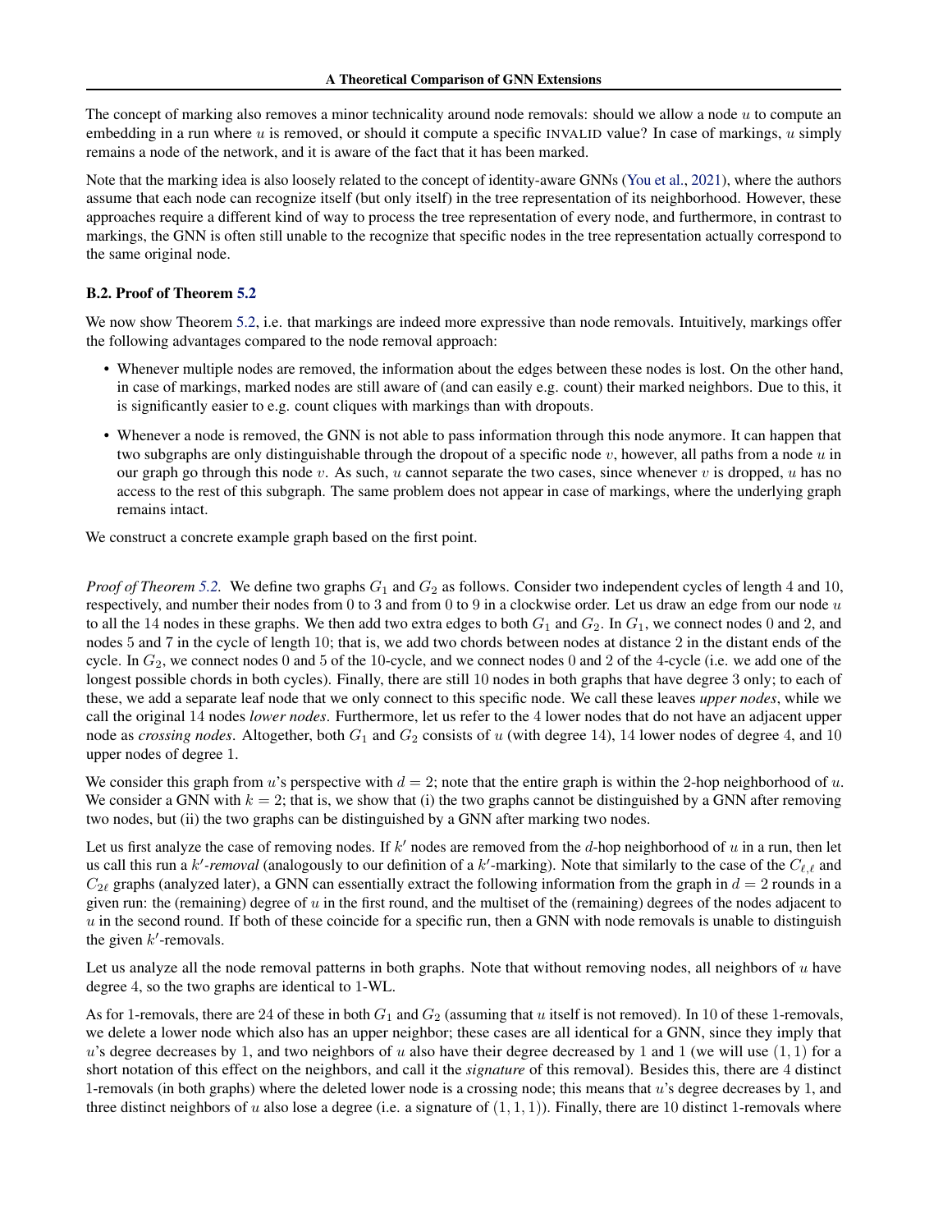The concept of marking also removes a minor technicality around node removals: should we allow a node $u$ to compute an embedding in a run where $u$ is removed, or should it compute a specific INVALID value? In case of markings, $u$ simply remains a node of the network, and it is aware of the fact that it has been marked.

Note that the marking idea is also loosely related to the concept of identity-aware GNNs (You et al., 2021), where the authors assume that each node can recognize itself (but only itself) in the tree representation of its neighborhood. However, these approaches require a different kind of way to process the tree representation of every node, and furthermore, in contrast to markings, the GNN is often still unable to the recognize that specific nodes in the tree representation actually correspond to the same original node.

### B.2. Proof of Theorem 5.2

We now show Theorem 5.2, i.e. that markings are indeed more expressive than node removals. Intuitively, markings offer the following advantages compared to the node removal approach:

- Whenever multiple nodes are removed, the information about the edges between these nodes is lost. On the other hand, in case of markings, marked nodes are still aware of (and can easily e.g. count) their marked neighbors. Due to this, it is significantly easier to e.g. count cliques with markings than with dropouts.
- Whenever a node is removed, the GNN is not able to pass information through this node anymore. It can happen that two subgraphs are only distinguishable through the dropout of a specific node $v$, however, all paths from a node $u$ in our graph go through this node $v$. As such, $u$ cannot separate the two cases, since whenever $v$ is dropped, $u$ has no access to the rest of this subgraph. The same problem does not appear in case of markings, where the underlying graph remains intact.

We construct a concrete example graph based on the first point.

*Proof of Theorem 5.2.* We define two graphs $G_1$ and $G_2$ as follows. Consider two independent cycles of length 4 and 10, respectively, and number their nodes from 0 to 3 and from 0 to 9 in a clockwise order. Let us draw an edge from our node $u$ to all the 14 nodes in these graphs. We then add two extra edges to both $G_1$ and $G_2$. In $G_1$, we connect nodes 0 and 2, and nodes 5 and 7 in the cycle of length 10; that is, we add two chords between nodes at distance 2 in the distant ends of the cycle. In $G_2$, we connect nodes 0 and 5 of the 10-cycle, and we connect nodes 0 and 2 of the 4-cycle (i.e. we add one of the longest possible chords in both cycles). Finally, there are still 10 nodes in both graphs that have degree 3 only; to each of these, we add a separate leaf node that we only connect to this specific node. We call these leaves *upper nodes*, while we call the original 14 nodes *lower nodes*. Furthermore, let us refer to the 4 lower nodes that do not have an adjacent upper node as *crossing nodes*. Altogether, both $G_1$ and $G_2$ consists of $u$ (with degree 14), 14 lower nodes of degree 4, and 10 upper nodes of degree 1.

We consider this graph from $u$'s perspective with $d = 2$; note that the entire graph is within the 2-hop neighborhood of $u$. We consider a GNN with $k = 2$; that is, we show that (i) the two graphs cannot be distinguished by a GNN after removing two nodes, but (ii) the two graphs can be distinguished by a GNN after marking two nodes.

Let us first analyze the case of removing nodes. If $k'$ nodes are removed from the $d$-hop neighborhood of $u$ in a run, then let us call this run a *$k'$-removal* (analogously to our definition of a $k'$-marking). Note that similarly to the case of the $C_{\ell,\ell}$ and $C_{2\ell}$ graphs (analyzed later), a GNN can essentially extract the following information from the graph in $d = 2$ rounds in a given run: the (remaining) degree of $u$ in the first round, and the multiset of the (remaining) degrees of the nodes adjacent to $u$ in the second round. If both of these coincide for a specific run, then a GNN with node removals is unable to distinguish the given $k'$-removals.

Let us analyze all the node removal patterns in both graphs. Note that without removing nodes, all neighbors of $u$ have degree 4, so the two graphs are identical to 1-WL.

As for 1-removals, there are 24 of these in both $G_1$ and $G_2$ (assuming that $u$ itself is not removed). In 10 of these 1-removals, we delete a lower node which also has an upper neighbor; these cases are all identical for a GNN, since they imply that $u$'s degree decreases by 1, and two neighbors of $u$ also have their degree decreased by 1 and 1 (we will use $(1, 1)$ for a short notation of this effect on the neighbors, and call it the *signature* of this removal). Besides this, there are 4 distinct 1-removals (in both graphs) where the deleted lower node is a crossing node; this means that $u$'s degree decreases by 1, and three distinct neighbors of $u$ also lose a degree (i.e. a signature of $(1, 1, 1)$). Finally, there are 10 distinct 1-removals where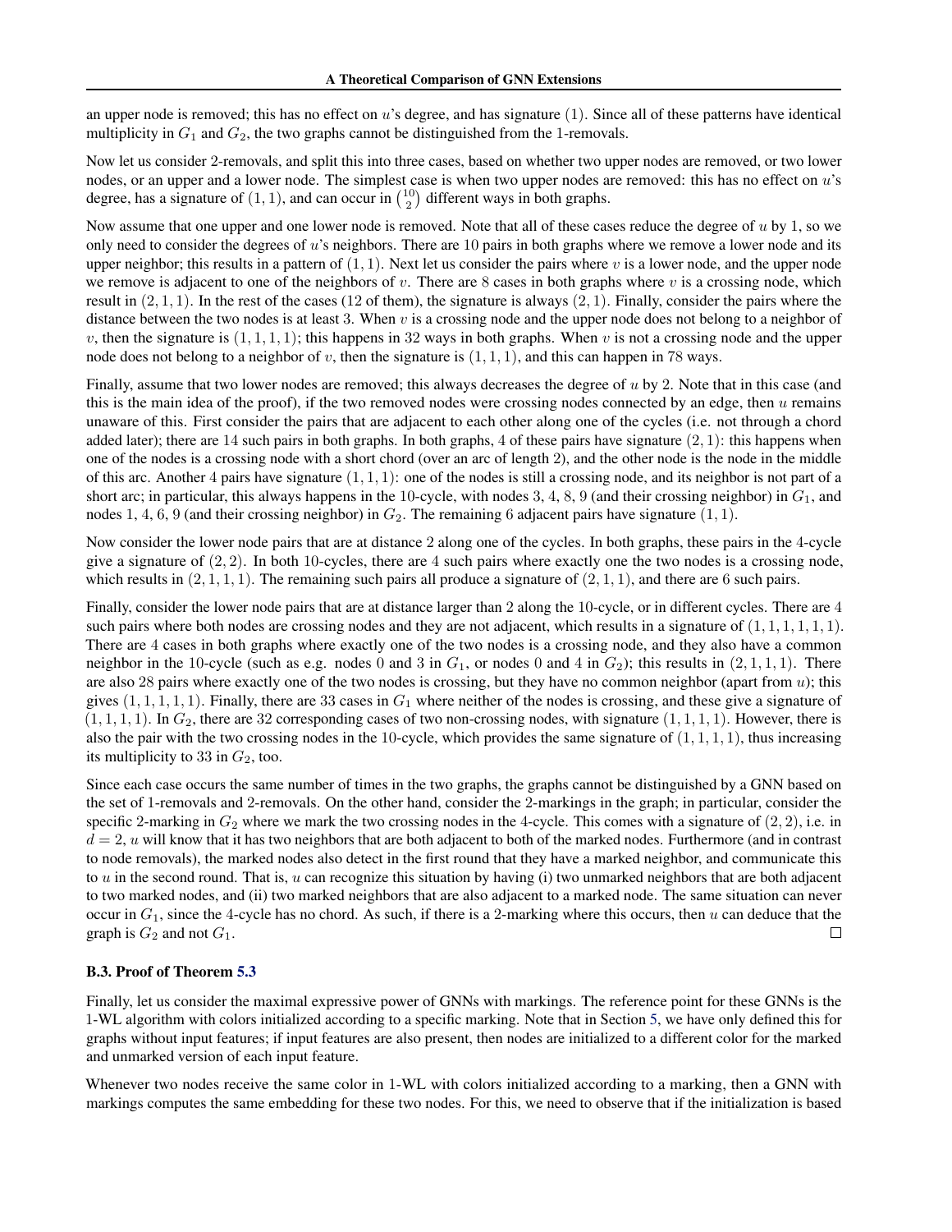an upper node is removed; this has no effect on $u$'s degree, and has signature $(1)$. Since all of these patterns have identical multiplicity in $G_1$ and $G_2$, the two graphs cannot be distinguished from the 1-removals.

Now let us consider 2-removals, and split this into three cases, based on whether two upper nodes are removed, or two lower nodes, or an upper and a lower node. The simplest case is when two upper nodes are removed: this has no effect on $u$'s degree, has a signature of $(1, 1)$, and can occur in $\binom{10}{2}$ different ways in both graphs.

Now assume that one upper and one lower node is removed. Note that all of these cases reduce the degree of $u$ by 1, so we only need to consider the degrees of $u$'s neighbors. There are 10 pairs in both graphs where we remove a lower node and its upper neighbor; this results in a pattern of $(1, 1)$. Next let us consider the pairs where $v$ is a lower node, and the upper node we remove is adjacent to one of the neighbors of $v$. There are 8 cases in both graphs where $v$ is a crossing node, which result in $(2, 1, 1)$. In the rest of the cases (12 of them), the signature is always $(2, 1)$. Finally, consider the pairs where the distance between the two nodes is at least 3. When $v$ is a crossing node and the upper node does not belong to a neighbor of $v$, then the signature is $(1, 1, 1, 1)$; this happens in 32 ways in both graphs. When $v$ is not a crossing node and the upper node does not belong to a neighbor of $v$, then the signature is $(1, 1, 1)$, and this can happen in 78 ways.

Finally, assume that two lower nodes are removed; this always decreases the degree of $u$ by 2. Note that in this case (and this is the main idea of the proof), if the two removed nodes were crossing nodes connected by an edge, then $u$ remains unaware of this. First consider the pairs that are adjacent to each other along one of the cycles (i.e. not through a chord added later); there are 14 such pairs in both graphs. In both graphs, 4 of these pairs have signature $(2, 1)$: this happens when one of the nodes is a crossing node with a short chord (over an arc of length 2), and the other node is the node in the middle of this arc. Another 4 pairs have signature $(1, 1, 1)$: one of the nodes is still a crossing node, and its neighbor is not part of a short arc; in particular, this always happens in the 10-cycle, with nodes 3, 4, 8, 9 (and their crossing neighbor) in $G_1$, and nodes 1, 4, 6, 9 (and their crossing neighbor) in $G_2$. The remaining 6 adjacent pairs have signature $(1, 1)$.

Now consider the lower node pairs that are at distance 2 along one of the cycles. In both graphs, these pairs in the 4-cycle give a signature of $(2, 2)$. In both 10-cycles, there are 4 such pairs where exactly one the two nodes is a crossing node, which results in $(2, 1, 1, 1)$. The remaining such pairs all produce a signature of $(2, 1, 1)$, and there are 6 such pairs.

Finally, consider the lower node pairs that are at distance larger than 2 along the 10-cycle, or in different cycles. There are 4 such pairs where both nodes are crossing nodes and they are not adjacent, which results in a signature of $(1, 1, 1, 1, 1, 1)$. There are 4 cases in both graphs where exactly one of the two nodes is a crossing node, and they also have a common neighbor in the 10-cycle (such as e.g. nodes 0 and 3 in $G_1$, or nodes 0 and 4 in $G_2$); this results in $(2, 1, 1, 1)$. There are also 28 pairs where exactly one of the two nodes is crossing, but they have no common neighbor (apart from $u$); this gives $(1, 1, 1, 1, 1)$. Finally, there are 33 cases in $G_1$ where neither of the nodes is crossing, and these give a signature of $(1, 1, 1, 1)$. In $G_2$, there are 32 corresponding cases of two non-crossing nodes, with signature $(1, 1, 1, 1)$. However, there is also the pair with the two crossing nodes in the 10-cycle, which provides the same signature of $(1, 1, 1, 1)$, thus increasing its multiplicity to 33 in $G_2$, too.

Since each case occurs the same number of times in the two graphs, the graphs cannot be distinguished by a GNN based on the set of 1-removals and 2-removals. On the other hand, consider the 2-markings in the graph; in particular, consider the specific 2-marking in $G_2$ where we mark the two crossing nodes in the 4-cycle. This comes with a signature of $(2, 2)$, i.e. in $d = 2$, $u$ will know that it has two neighbors that are both adjacent to both of the marked nodes. Furthermore (and in contrast to node removals), the marked nodes also detect in the first round that they have a marked neighbor, and communicate this to $u$ in the second round. That is, $u$ can recognize this situation by having (i) two unmarked neighbors that are both adjacent to two marked nodes, and (ii) two marked neighbors that are also adjacent to a marked node. The same situation can never occur in $G_1$, since the 4-cycle has no chord. As such, if there is a 2-marking where this occurs, then $u$ can deduce that the graph is $G_2$ and not $G_1$. □

### B.3. Proof of Theorem 5.3

Finally, let us consider the maximal expressive power of GNNs with markings. The reference point for these GNNs is the 1-WL algorithm with colors initialized according to a specific marking. Note that in Section 5, we have only defined this for graphs without input features; if input features are also present, then nodes are initialized to a different color for the marked and unmarked version of each input feature.

Whenever two nodes receive the same color in 1-WL with colors initialized according to a marking, then a GNN with markings computes the same embedding for these two nodes. For this, we need to observe that if the initialization is based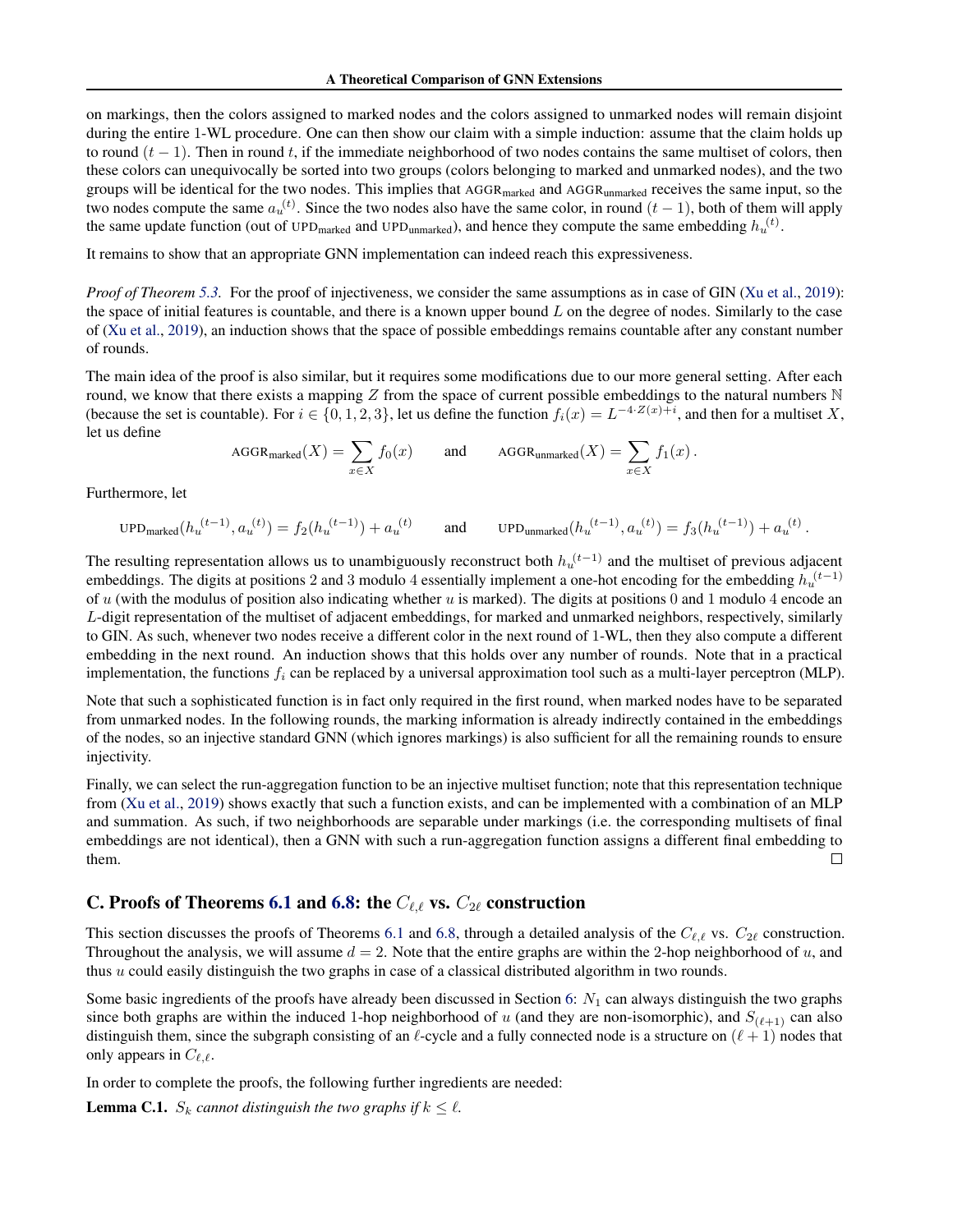on markings, then the colors assigned to marked nodes and the colors assigned to unmarked nodes will remain disjoint during the entire 1-WL procedure. One can then show our claim with a simple induction: assume that the claim holds up to round $(t-1)$. Then in round $t$, if the immediate neighborhood of two nodes contains the same multiset of colors, then these colors can unequivocally be sorted into two groups (colors belonging to marked and unmarked nodes), and the two groups will be identical for the two nodes. This implies that $\text{AGGR}_{\text{marked}}$ and $\text{AGGR}_{\text{unmarked}}$ receives the same input, so the two nodes compute the same ${a_u}^{(t)}$. Since the two nodes also have the same color, in round $(t-1)$, both of them will apply the same update function (out of $\text{UPD}_{\text{marked}}$ and $\text{UPD}_{\text{unmarked}}$), and hence they compute the same embedding ${h_u}^{(t)}$.

It remains to show that an appropriate GNN implementation can indeed reach this expressiveness.

*Proof of Theorem 5.3.* For the proof of injectiveness, we consider the same assumptions as in case of GIN (Xu et al., 2019): the space of initial features is countable, and there is a known upper bound $L$ on the degree of nodes. Similarly to the case of (Xu et al., 2019), an induction shows that the space of possible embeddings remains countable after any constant number of rounds.

The main idea of the proof is also similar, but it requires some modifications due to our more general setting. After each round, we know that there exists a mapping $Z$ from the set of current possible embeddings to the natural numbers $\mathbb{N}$ (because the set is countable). For $i \in \{0, 1, 2, 3\}$, let us define the function $f_i(x) = L^{-4 \cdot Z(x)+i}$, and then for a multiset $X$, let us define

$$\text{AGGR}_{\text{marked}}(X) = \sum_{x \in X} f_0(x) \qquad \text{and} \qquad \text{AGGR}_{\text{unmarked}}(X) = \sum_{x \in X} f_1(x)\,.$$

Furthermore, let

$$\text{UPD}_{\text{marked}}({h_u}^{(t-1)}, {a_u}^{(t)}) = f_2({h_u}^{(t-1)}) + {a_u}^{(t)} \qquad \text{and} \qquad \text{UPD}_{\text{unmarked}}({h_u}^{(t-1)}, {a_u}^{(t)}) = f_3({h_u}^{(t-1)}) + {a_u}^{(t)}\,.$$

The resulting representation allows us to unambiguously reconstruct both ${h_u}^{(t-1)}$ and the multiset of previous adjacent embeddings. The digits at positions 2 and 3 modulo 4 essentially implement a one-hot encoding for the embedding ${h_u}^{(t-1)}$ of $u$ (with the modulus of position also indicating whether $u$ is marked). The digits at positions 0 and 1 modulo 4 encode an $L$-digit representation of the multiset of adjacent embeddings, for marked and unmarked neighbors, respectively, similarly to GIN. As such, whenever two nodes receive a different color in the next round of 1-WL, then they also compute a different embedding in the next round. An induction shows that this holds over any number of rounds. Note that in a practical implementation, the functions $f_i$ can be replaced by a universal approximation tool such as a multi-layer perceptron (MLP).

Note that such a sophisticated function is in fact only required in the first round, when marked nodes have to be separated from unmarked nodes. In the following rounds, the marking information is already indirectly contained in the embeddings of the nodes, so an injective standard GNN (which ignores markings) is also sufficient for all the remaining rounds to ensure injectivity.

Finally, we can select the run-aggregation function to be an injective multiset function; note that this representation technique from (Xu et al., 2019) shows exactly that such a function exists, and can be implemented with a combination of an MLP and summation. As such, if two neighborhoods are separable under markings (i.e. the corresponding multisets of final embeddings are not identical), then a GNN with such a run-aggregation function assigns a different final embedding to them. $\square$

## C. Proofs of Theorems 6.1 and 6.8: the $C_{\ell,\ell}$ vs. $C_{2\ell}$ construction

This section discusses the proofs of Theorems 6.1 and 6.8, through a detailed analysis of the $C_{\ell,\ell}$ vs. $C_{2\ell}$ construction. Throughout the analysis, we will assume $d = 2$. Note that the entire graphs are within the 2-hop neighborhood of $u$, and thus $u$ could easily distinguish the two graphs in case of a classical distributed algorithm in two rounds.

Some basic ingredients of the proofs have already been discussed in Section 6: $N_1$ can always distinguish the two graphs since both graphs are within the induced 1-hop neighborhood of $u$ (and they are non-isomorphic), and $S_{(\ell+1)}$ can also distinguish them, since the subgraph consisting of an $\ell$-cycle and a fully connected node is a structure on $(\ell+1)$ nodes that only appears in $C_{\ell,\ell}$.

In order to complete the proofs, the following further ingredients are needed:

**Lemma C.1.** *$S_k$ cannot distinguish the two graphs if $k \le \ell$.*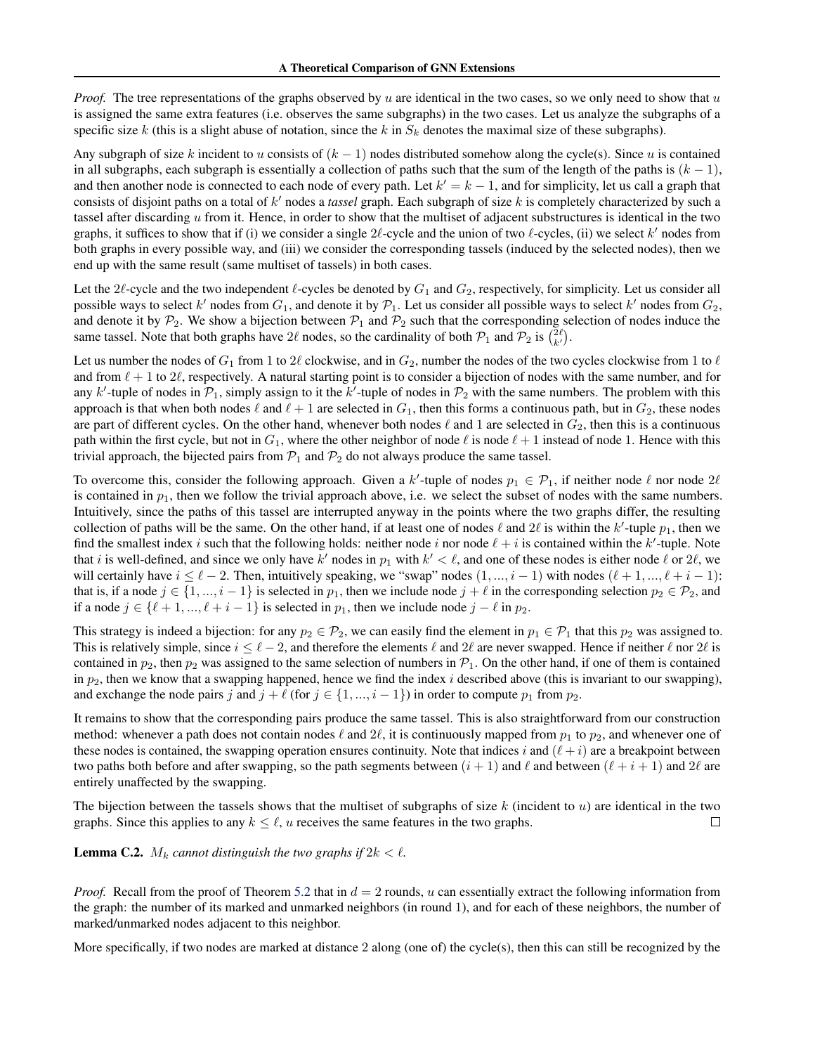*Proof.* The tree representations of the graphs observed by $u$ are identical in the two cases, so we only need to show that $u$ is assigned the same extra features (i.e. observes the same subgraphs) in the two cases. Let us analyze the subgraphs of a specific size $k$ (this is a slight abuse of notation, since the $k$ in $S_k$ denotes the maximal size of these subgraphs).

Any subgraph of size $k$ incident to $u$ consists of $(k-1)$ nodes distributed somehow along the cycle(s). Since $u$ is contained in all subgraphs, each subgraph is essentially a collection of paths such that the sum of the length of the paths is $(k-1)$, and then another node is connected to each node of every path. Let $k' = k - 1$, and for simplicity, let us call a graph that consists of disjoint paths on a total of $k'$ nodes a *tassel* graph. Each subgraph of size $k$ is completely characterized by such a tassel after discarding $u$ from it. Hence, in order to show that the multiset of adjacent substructures is identical in the two graphs, it suffices to show that if (i) we consider a single $2\ell$-cycle and the union of two $\ell$-cycles, (ii) we select $k'$ nodes from both graphs in every possible way, and (iii) we consider the corresponding tassels (induced by the selected nodes), then we end up with the same result (same multiset of tassels) in both cases.

Let the $2\ell$-cycle and the two independent $\ell$-cycles be denoted by $G_1$ and $G_2$, respectively, for simplicity. Let us consider all possible ways to select $k'$ nodes from $G_1$, and denote it by $\mathcal{P}_1$. Let us consider all possible ways to select $k'$ nodes from $G_2$, and denote it by $\mathcal{P}_2$. We show a bijection between $\mathcal{P}_1$ and $\mathcal{P}_2$ such that the corresponding selection of nodes induce the same tassel. Note that both graphs have $2\ell$ nodes, so the cardinality of both $\mathcal{P}_1$ and $\mathcal{P}_2$ is $\binom{2\ell}{k'}$.

Let us number the nodes of $G_1$ from 1 to $2\ell$ clockwise, and in $G_2$, number the nodes of the two cycles clockwise from 1 to $\ell$ and from $\ell+1$ to $2\ell$, respectively. A natural starting point is to consider a bijection of nodes with the same number, and for any $k'$-tuple of nodes in $\mathcal{P}_1$, simply assign to it the $k'$-tuple of nodes in $\mathcal{P}_2$ with the same numbers. The problem with this approach is that when both nodes $\ell$ and $\ell+1$ are selected in $G_1$, then this forms a continuous path, but in $G_2$, these nodes are part of different cycles. On the other hand, whenever both nodes $\ell$ and 1 are selected in $G_2$, then this is a continuous path within the first cycle, but not in $G_1$, where the other neighbor of node $\ell$ is node $\ell+1$ instead of node 1. Hence with this trivial approach, the bijected pairs from $\mathcal{P}_1$ and $\mathcal{P}_2$ do not always produce the same tassel.

To overcome this, consider the following approach. Given a $k'$-tuple of nodes $p_1 \in \mathcal{P}_1$, if neither node $\ell$ nor node $2\ell$ is contained in $p_1$, then we follow the trivial approach above, i.e. we select the subset of nodes with the same numbers. Intuitively, since the paths of this tassel are interrupted anyway in the points where the two graphs differ, the resulting collection of paths will be the same. On the other hand, if at least one of nodes $\ell$ and $2\ell$ is within the $k'$-tuple $p_1$, then we find the smallest index $i$ such that the following holds: neither node $i$ nor node $\ell+i$ is contained within the $k'$-tuple. Note that $i$ is well-defined, and since we only have $k'$ nodes in $p_1$ with $k' < \ell$, and one of these nodes is either node $\ell$ or $2\ell$, we will certainly have $i \leq \ell - 2$. Then, intuitively speaking, we "swap" nodes $(1, ..., i-1)$ with nodes $(\ell+1, ..., \ell+i-1)$: that is, if a node $j \in \{1, ..., i-1\}$ is selected in $p_1$, then we include node $j+\ell$ in the corresponding selection $p_2 \in \mathcal{P}_2$, and if a node $j \in \{\ell+1, ..., \ell+i-1\}$ is selected in $p_1$, then we include node $j-\ell$ in $p_2$.

This strategy is indeed a bijection: for any $p_2 \in \mathcal{P}_2$, we can easily find the element in $p_1 \in \mathcal{P}_1$ that this $p_2$ was assigned to. This is relatively simple, since $i \leq \ell - 2$, and therefore the elements $\ell$ and $2\ell$ are never swapped. Hence if neither $\ell$ nor $2\ell$ is contained in $p_2$, then $p_2$ was assigned to the same selection of numbers in $\mathcal{P}_1$. On the other hand, if one of them is contained in $p_2$, then we know that a swapping happened, hence we find the index $i$ described above (this is invariant to our swapping), and exchange the node pairs $j$ and $j+\ell$ (for $j \in \{1, ..., i-1\}$) in order to compute $p_1$ from $p_2$.

It remains to show that the corresponding pairs produce the same tassel. This is also straightforward from our construction method: whenever a path does not contain nodes $\ell$ and $2\ell$, it is continuously mapped from $p_1$ to $p_2$, and whenever one of these nodes is contained, the swapping operation ensures continuity. Note that indices $i$ and $(\ell+i)$ are a breakpoint between two paths both before and after swapping, so the path segments between $(i+1)$ and $\ell$ and between $(\ell+i+1)$ and $2\ell$ are entirely unaffected by the swapping.

The bijection between the tassels shows that the multiset of subgraphs of size $k$ (incident to $u$) are identical in the two graphs. Since this applies to any $k \leq \ell$, $u$ receives the same features in the two graphs. □

**Lemma C.2.** *$M_k$ cannot distinguish the two graphs if $2k < \ell$.*

*Proof.* Recall from the proof of Theorem 5.2 that in $d = 2$ rounds, $u$ can essentially extract the following information from the graph: the number of its marked and unmarked neighbors (in round 1), and for each of these neighbors, the number of marked/unmarked nodes adjacent to this neighbor.

More specifically, if two nodes are marked at distance 2 along (one of) the cycle(s), then this can still be recognized by the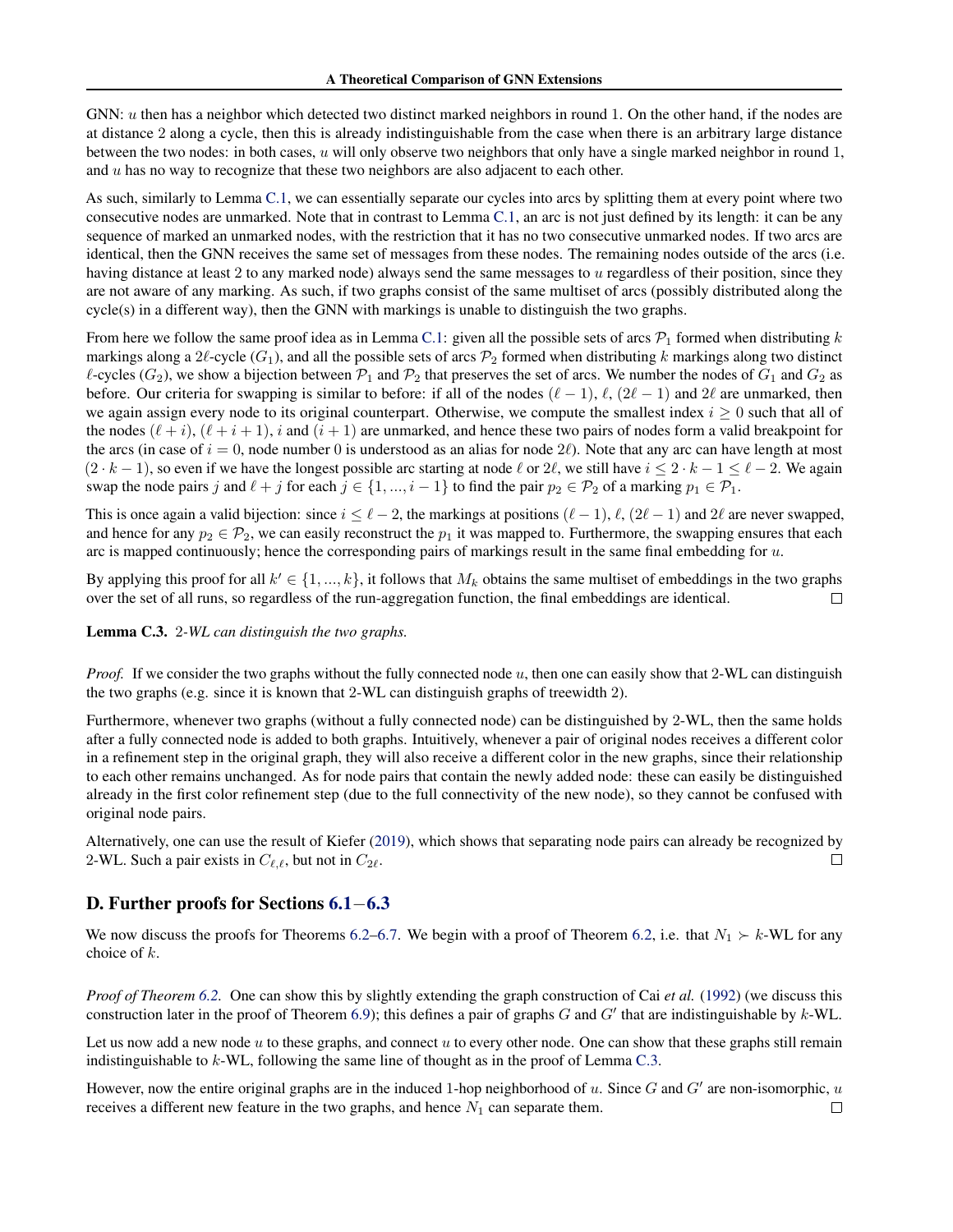GNN: $u$ then has a neighbor which detected two distinct marked neighbors in round 1. On the other hand, if the nodes are at distance 2 along a cycle, then this is already indistinguishable from the case when there is an arbitrary large distance between the two nodes: in both cases, $u$ will only observe two neighbors that only have a single marked neighbor in round 1, and $u$ has no way to recognize that these two neighbors are also adjacent to each other.

As such, similarly to Lemma C.1, we can essentially separate our cycles into arcs by splitting them at every point where two consecutive nodes are unmarked. Note that in contrast to Lemma C.1, an arc is not just defined by its length: it can be any sequence of marked an unmarked nodes, with the restriction that it has no two consecutive unmarked nodes. If two arcs are identical, then the GNN receives the same set of messages from these nodes. The remaining nodes outside of the arcs (i.e. having distance at least 2 to any marked node) always send the same messages to $u$ regardless of their position, since they are not aware of any marking. As such, if two graphs consist of the same multiset of arcs (possibly distributed along the cycle(s) in a different way), then the GNN with markings is unable to distinguish the two graphs.

From here we follow the same proof idea as in Lemma C.1: given all the possible sets of arcs $\mathcal{P}_1$ formed when distributing $k$ markings along a $2\ell$-cycle ($G_1$), and all the possible sets of arcs $\mathcal{P}_2$ formed when distributing $k$ markings along two distinct $\ell$-cycles ($G_2$), we show a bijection between $\mathcal{P}_1$ and $\mathcal{P}_2$ that preserves the set of arcs. We number the nodes of $G_1$ and $G_2$ as before. Our criteria for swapping is similar to before: if all of the nodes $(\ell-1)$, $\ell$, $(2\ell-1)$ and $2\ell$ are unmarked, then we again assign every node to its original counterpart. Otherwise, we compute the smallest index $i \geq 0$ such that all of the nodes $(\ell+i)$, $(\ell+i+1)$, $i$ and $(i+1)$ are unmarked, and hence these two pairs of nodes form a valid breakpoint for the arcs (in case of $i=0$, node number 0 is understood as an alias for node $2\ell$). Note that any arc can have length at most $(2 \cdot k - 1)$, so even if we have the longest possible arc starting at node $\ell$ or $2\ell$, we still have $i \leq 2 \cdot k - 1 \leq \ell - 2$. We again swap the node pairs $j$ and $\ell + j$ for each $j \in \{1, ..., i-1\}$ to find the pair $p_2 \in \mathcal{P}_2$ of a marking $p_1 \in \mathcal{P}_1$.

This is once again a valid bijection: since $i \leq \ell - 2$, the markings at positions $(\ell-1)$, $\ell$, $(2\ell-1)$ and $2\ell$ are never swapped, and hence for any $p_2 \in \mathcal{P}_2$, we can easily reconstruct the $p_1$ it was mapped to. Furthermore, the swapping ensures that each arc is mapped continuously; hence the corresponding pairs of markings result in the same final embedding for $u$.

By applying this proof for all $k' \in \{1, ..., k\}$, it follows that $M_k$ obtains the same multiset of embeddings in the two graphs over the set of all runs, so regardless of the run-aggregation function, the final embeddings are identical. ◻

**Lemma C.3.** *2-WL can distinguish the two graphs.*

*Proof.* If we consider the two graphs without the fully connected node $u$, then one can easily show that 2-WL can distinguish the two graphs (e.g. since it is known that 2-WL can distinguish graphs of treewidth 2).

Furthermore, whenever two graphs (without a fully connected node) can be distinguished by 2-WL, then the same holds after a fully connected node is added to both graphs. Intuitively, whenever a pair of original nodes receives a different color in a refinement step in the original graph, they will also receive a different color in the new graphs, since their relationship to each other remains unchanged. As for node pairs that contain the newly added node: these can easily be distinguished already in the first color refinement step (due to the full connectivity of the new node), so they cannot be confused with original node pairs.

Alternatively, one can use the result of Kiefer (2019), which shows that separating node pairs can already be recognized by 2-WL. Such a pair exists in $C_{\ell,\ell}$, but not in $C_{2\ell}$. ◻

## D. Further proofs for Sections 6.1–6.3

We now discuss the proofs for Theorems 6.2–6.7. We begin with a proof of Theorem 6.2, i.e. that $N_1 \succ k$-WL for any choice of $k$.

*Proof of Theorem 6.2.* One can show this by slightly extending the graph construction of Cai *et al.* (1992) (we discuss this construction later in the proof of Theorem 6.9); this defines a pair of graphs $G$ and $G'$ that are indistinguishable by $k$-WL.

Let us now add a new node $u$ to these graphs, and connect $u$ to every other node. One can show that these graphs still remain indistinguishable to $k$-WL, following the same line of thought as in the proof of Lemma C.3.

However, now the entire original graphs are in the induced 1-hop neighborhood of $u$. Since $G$ and $G'$ are non-isomorphic, $u$ receives a different new feature in the two graphs, and hence $N_1$ can separate them. ◻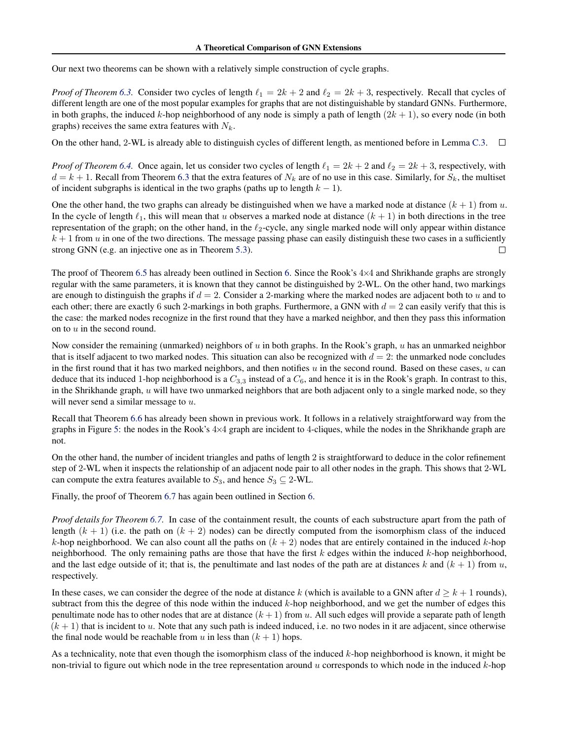Our next two theorems can be shown with a relatively simple construction of cycle graphs.

*Proof of Theorem 6.3.* Consider two cycles of length $\ell_1 = 2k + 2$ and $\ell_2 = 2k + 3$, respectively. Recall that cycles of different length are one of the most popular examples for graphs that are not distinguishable by standard GNNs. Furthermore, in both graphs, the induced $k$-hop neighborhood of any node is simply a path of length $(2k + 1)$, so every node (in both graphs) receives the same extra features with $N_k$.

On the other hand, 2-WL is already able to distinguish cycles of different length, as mentioned before in Lemma C.3. □

*Proof of Theorem 6.4.* Once again, let us consider two cycles of length $\ell_1 = 2k + 2$ and $\ell_2 = 2k + 3$, respectively, with $d = k + 1$. Recall from Theorem 6.3 that the extra features of $N_k$ are of no use in this case. Similarly, for $S_k$, the multiset of incident subgraphs is identical in the two graphs (paths up to length $k - 1$).

One the other hand, the two graphs can already be distinguished when we have a marked node at distance $(k + 1)$ from $u$. In the cycle of length $\ell_1$, this will mean that $u$ observes a marked node at distance $(k + 1)$ in both directions in the tree representation of the graph; on the other hand, in the $\ell_2$-cycle, any single marked node will only appear within distance $k + 1$ from $u$ in one of the two directions. The message passing phase can easily distinguish these two cases in a sufficiently strong GNN (e.g. an injective one as in Theorem 5.3). □

The proof of Theorem 6.5 has already been outlined in Section 6. Since the Rook's 4×4 and Shrikhande graphs are strongly regular with the same parameters, it is known that they cannot be distinguished by 2-WL. On the other hand, two markings are enough to distinguish the graphs if $d = 2$. Consider a 2-marking where the marked nodes are adjacent both to $u$ and to each other; there are exactly 6 such 2-markings in both graphs. Furthermore, a GNN with $d = 2$ can easily verify that this is the case: the marked nodes recognize in the first round that they have a marked neighbor, and then they pass this information on to $u$ in the second round.

Now consider the remaining (unmarked) neighbors of $u$ in both graphs. In the Rook's graph, $u$ has an unmarked neighbor that is itself adjacent to two marked nodes. This situation can also be recognized with $d = 2$: the unmarked node concludes in the first round that it has two marked neighbors, and then notifies $u$ in the second round. Based on these cases, $u$ can deduce that its induced 1-hop neighborhood is a $C_{3,3}$ instead of a $C_6$, and hence it is in the Rook's graph. In contrast to this, in the Shrikhande graph, $u$ will have two unmarked neighbors that are both adjacent only to a single marked node, so they will never send a similar message to $u$.

Recall that Theorem 6.6 has already been shown in previous work. It follows in a relatively straightforward way from the graphs in Figure 5: the nodes in the Rook's 4×4 graph are incident to 4-cliques, while the nodes in the Shrikhande graph are not.

On the other hand, the number of incident triangles and paths of length 2 is straightforward to deduce in the color refinement step of 2-WL when it inspects the relationship of an adjacent node pair to all other nodes in the graph. This shows that 2-WL can compute the extra features available to $S_3$, and hence $S_3 \subseteq$ 2-WL.

Finally, the proof of Theorem 6.7 has again been outlined in Section 6.

*Proof details for Theorem 6.7.* In case of the containment result, the counts of each substructure apart from the path of length $(k + 1)$ (i.e. the path on $(k + 2)$ nodes) can be directly computed from the isomorphism class of the induced $k$-hop neighborhood. We can also count all the paths on $(k + 2)$ nodes that are entirely contained in the induced $k$-hop neighborhood. The only remaining paths are those that have the first $k$ edges within the induced $k$-hop neighborhood, and the last edge outside of it; that is, the penultimate and last nodes of the path are at distances $k$ and $(k + 1)$ from $u$, respectively.

In these cases, we can consider the degree of the node at distance $k$ (which is available to a GNN after $d \geq k + 1$ rounds), subtract from this the degree of this node within the induced $k$-hop neighborhood, and we get the number of edges this penultimate node has to other nodes that are at distance $(k + 1)$ from $u$. All such edges will provide a separate path of length $(k + 1)$ that is incident to $u$. Note that any such path is indeed induced, i.e. no two nodes in it are adjacent, since otherwise the final node would be reachable from $u$ in less than $(k + 1)$ hops.

As a technicality, note that even though the isomorphism class of the induced $k$-hop neighborhood is known, it might be non-trivial to figure out which node in the tree representation around $u$ corresponds to which node in the induced $k$-hop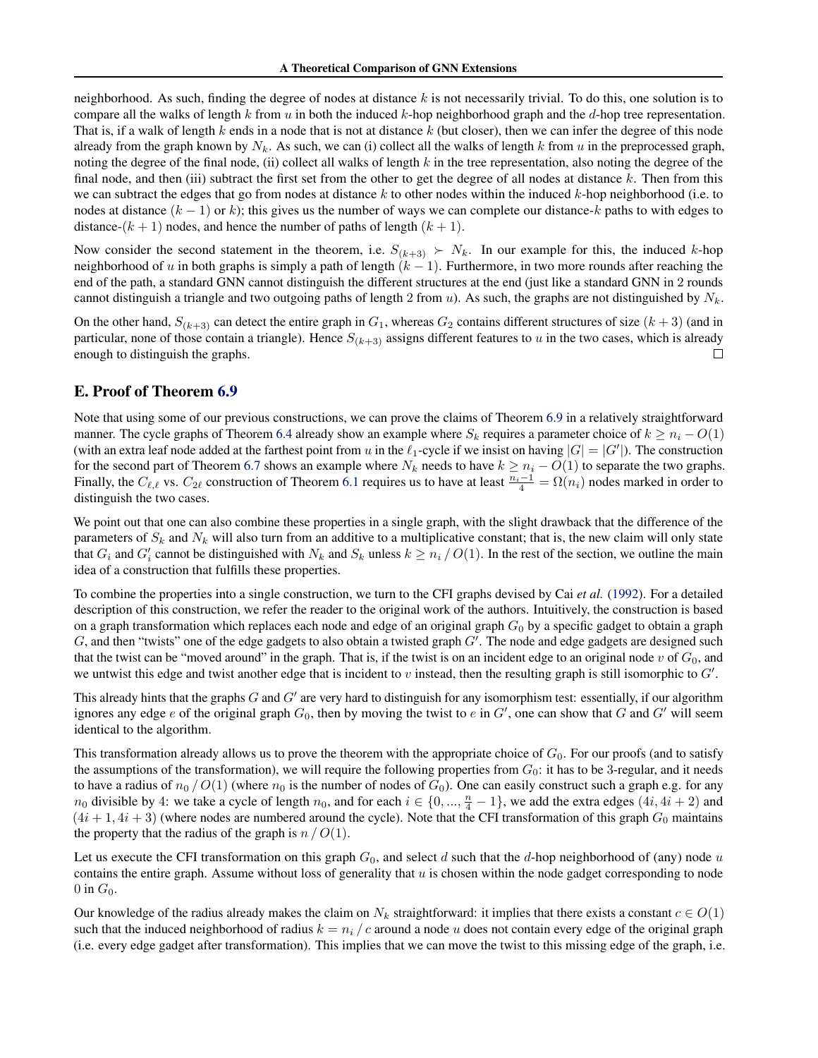neighborhood. As such, finding the degree of nodes at distance $k$ is not necessarily trivial. To do this, one solution is to compare all the walks of length $k$ from $u$ in both the induced $k$-hop neighborhood graph and the $d$-hop tree representation. That is, if a walk of length $k$ ends in a node that is not at distance $k$ (but closer), then we can infer the degree of this node already from the graph known by $N_k$. As such, we can (i) collect all the walks of length $k$ from $u$ in the preprocessed graph, noting the degree of the final node, (ii) collect all walks of length $k$ in the tree representation, also noting the degree of the final node, and then (iii) subtract the first set from the other to get the degree of all nodes at distance $k$. Then from this we can subtract the edges that go from nodes at distance $k$ to other nodes within the induced $k$-hop neighborhood (i.e. to nodes at distance $(k-1)$ or $k$); this gives us the number of ways we can complete our distance-$k$ paths to with edges to distance-$(k+1)$ nodes, and hence the number of paths of length $(k+1)$.

Now consider the second statement in the theorem, i.e. $S_{(k+3)} \succ N_k$. In our example for this, the induced $k$-hop neighborhood of $u$ in both graphs is simply a path of length $(k-1)$. Furthermore, in two more rounds after reaching the end of the path, a standard GNN cannot distinguish the different structures at the end (just like a standard GNN in 2 rounds cannot distinguish a triangle and two outgoing paths of length 2 from $u$). As such, the graphs are not distinguished by $N_k$.

On the other hand, $S_{(k+3)}$ can detect the entire graph in $G_1$, whereas $G_2$ contains different structures of size $(k+3)$ (and in particular, none of those contain a triangle). Hence $S_{(k+3)}$ assigns different features to $u$ in the two cases, which is already enough to distinguish the graphs. □

## E. Proof of Theorem 6.9

Note that using some of our previous constructions, we can prove the claims of Theorem 6.9 in a relatively straightforward manner. The cycle graphs of Theorem 6.4 already show an example where $S_k$ requires a parameter choice of $k \geq n_i - O(1)$ (with an extra leaf node added at the farthest point from $u$ in the $\ell_1$-cycle if we insist on having $|G| = |G'|$). The construction for the second part of Theorem 6.7 shows an example where $N_k$ needs to have $k \geq n_i - O(1)$ to separate the two graphs. Finally, the $C_{\ell,\ell}$ vs. $C_{2\ell}$ construction of Theorem 6.1 requires us to have at least $\frac{n_i - 1}{4} = \Omega(n_i)$ nodes marked in order to distinguish the two cases.

We point out that one can also combine these properties in a single graph, with the slight drawback that the difference of the parameters of $S_k$ and $N_k$ will also turn from an additive to a multiplicative constant; that is, the new claim will only state that $G_i$ and $G'_i$ cannot be distinguished with $N_k$ and $S_k$ unless $k \geq n_i \,/\, O(1)$. In the rest of the section, we outline the main idea of a construction that fulfills these properties.

To combine the properties into a single construction, we turn to the CFI graphs devised by Cai *et al.* (1992). For a detailed description of this construction, we refer the reader to the original work of the authors. Intuitively, the construction is based on a graph transformation which replaces each node and edge of an original graph $G_0$ by a specific gadget to obtain a graph $G$, and then "twists" one of the edge gadgets to also obtain a twisted graph $G'$. The node and edge gadgets are designed such that the twist can be "moved around" in the graph. That is, if the twist is on an incident edge to an original node $v$ of $G_0$, and we untwist this edge and twist another edge that is incident to $v$ instead, then the resulting graph is still isomorphic to $G'$.

This already hints that the graphs $G$ and $G'$ are very hard to distinguish for any isomorphism test: essentially, if our algorithm ignores any edge $e$ of the original graph $G_0$, then by moving the twist to $e$ in $G'$, one can show that $G$ and $G'$ will seem identical to the algorithm.

This transformation already allows us to prove the theorem with the appropriate choice of $G_0$. For our proofs (and to satisfy the assumptions of the transformation), we will require the following properties from $G_0$: it has to be 3-regular, and it needs to have a radius of $n_0 \,/\, O(1)$ (where $n_0$ is the number of nodes of $G_0$). One can easily construct such a graph e.g. for any $n_0$ divisible by 4: we take a cycle of length $n_0$, and for each $i \in \{0, ..., \frac{n}{4} - 1\}$, we add the extra edges $(4i, 4i+2)$ and $(4i+1, 4i+3)$ (where nodes are numbered around the cycle). Note that the CFI transformation of this graph $G_0$ maintains the property that the radius of the graph is $n \,/\, O(1)$.

Let us execute the CFI transformation on this graph $G_0$, and select $d$ such that the $d$-hop neighborhood of (any) node $u$ contains the entire graph. Assume without loss of generality that $u$ is chosen within the node gadget corresponding to node 0 in $G_0$.

Our knowledge of the radius already makes the claim on $N_k$ straightforward: it implies that there exists a constant $c \in O(1)$ such that the induced neighborhood of radius $k = n_i \,/\, c$ around a node $u$ does not contain every edge of the original graph (i.e. every edge gadget after transformation). This implies that we can move the twist to this missing edge of the graph, i.e.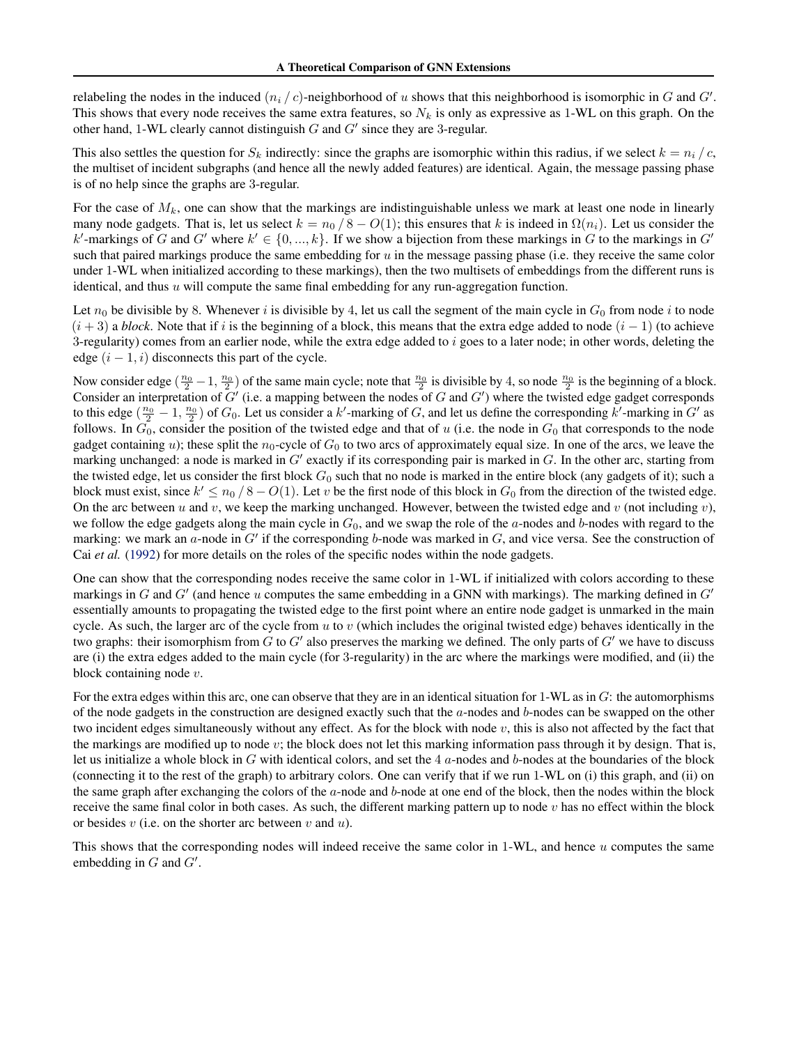relabeling the nodes in the induced $(n_i\,/\,c)$-neighborhood of $u$ shows that this neighborhood is isomorphic in $G$ and $G'$. This shows that every node receives the same extra features, so $N_k$ is only as expressive as 1-WL on this graph. On the other hand, 1-WL clearly cannot distinguish $G$ and $G'$ since they are 3-regular.

This also settles the question for $S_k$ indirectly: since the graphs are isomorphic within this radius, if we select $k = n_i\,/\,c$, the multiset of incident subgraphs (and hence all the newly added features) are identical. Again, the message passing phase is of no help since the graphs are 3-regular.

For the case of $M_k$, one can show that the markings are indistinguishable unless we mark at least one node in linearly many node gadgets. That is, let us select $k = n_0\,/\,8 - O(1)$; this ensures that $k$ is indeed in $\Omega(n_i)$. Let us consider the $k'$-markings of $G$ and $G'$ where $k' \in \{0, ..., k\}$. If we show a bijection from these markings in $G$ to the markings in $G'$ such that paired markings produce the same embedding for $u$ in the message passing phase (i.e. they receive the same color under 1-WL when initialized according to these markings), then the two multisets of embeddings from the different runs is identical, and thus $u$ will compute the same final embedding for any run-aggregation function.

Let $n_0$ be divisible by 8. Whenever $i$ is divisible by 4, let us call the segment of the main cycle in $G_0$ from node $i$ to node $(i+3)$ a *block*. Note that if $i$ is the beginning of a block, this means that the extra edge added to node $(i-1)$ (to achieve 3-regularity) comes from an earlier node, while the extra edge added to $i$ goes to a later node; in other words, deleting the edge $(i-1, i)$ disconnects this part of the cycle.

Now consider edge $(\frac{n_0}{2}-1, \frac{n_0}{2})$ of the same main cycle; note that $\frac{n_0}{2}$ is divisible by 4, so node $\frac{n_0}{2}$ is the beginning of a block. Consider an interpretation of $G'$ (i.e. a mapping between the nodes of $G$ and $G'$) where the twisted edge gadget corresponds to this edge $(\frac{n_0}{2}-1, \frac{n_0}{2})$ of $G_0$. Let us consider a $k'$-marking of $G$, and let us define the corresponding $k'$-marking in $G'$ as follows. In $G_0$, consider the position of the twisted edge and that of $u$ (i.e. the node in $G_0$ that corresponds to the node gadget containing $u$); these split the $n_0$-cycle of $G_0$ to two arcs of approximately equal size. In one of the arcs, we leave the marking unchanged: a node is marked in $G'$ exactly if its corresponding pair is marked in $G$. In the other arc, starting from the twisted edge, let us consider the first block $G_0$ such that no node is marked in the entire block (any gadgets of it); such a block must exist, since $k' \leq n_0\,/\,8 - O(1)$. Let $v$ be the first node of this block in $G_0$ from the direction of the twisted edge. On the arc between $u$ and $v$, we keep the marking unchanged. However, between the twisted edge and $v$ (not including $v$), we follow the edge gadgets along the main cycle in $G_0$, and we swap the role of the $a$-nodes and $b$-nodes with regard to the marking: we mark an $a$-node in $G'$ if the corresponding $b$-node was marked in $G$, and vice versa. See the construction of Cai *et al.* (1992) for more details on the roles of the specific nodes within the node gadgets.

One can show that the corresponding nodes receive the same color in 1-WL if initialized with colors according to these markings in $G$ and $G'$ (and hence $u$ computes the same embedding in a GNN with markings). The marking defined in $G'$ essentially amounts to propagating the twisted edge to the first point where an entire node gadget is unmarked in the main cycle. As such, the larger arc of the cycle from $u$ to $v$ (which includes the original twisted edge) behaves identically in the two graphs: their isomorphism from $G$ to $G'$ also preserves the marking we defined. The only parts of $G'$ we have to discuss are (i) the extra edges added to the main cycle (for 3-regularity) in the arc where the markings were modified, and (ii) the block containing node $v$.

For the extra edges within this arc, one can observe that they are in an identical situation for 1-WL as in $G$: the automorphisms of the node gadgets in the construction are designed exactly such that the $a$-nodes and $b$-nodes can be swapped on the other two incident edges simultaneously without any effect. As for the block with node $v$, this is also not affected by the fact that the markings are modified up to node $v$; the block does not let this marking information pass through it by design. That is, let us initialize a whole block in $G$ with identical colors, and set the 4 $a$-nodes and $b$-nodes at the boundaries of the block (connecting it to the rest of the graph) to arbitrary colors. One can verify that if we run 1-WL on (i) this graph, and (ii) on the same graph after exchanging the colors of the $a$-node and $b$-node at one end of the block, then the nodes within the block receive the same final color in both cases. As such, the different marking pattern up to node $v$ has no effect within the block or besides $v$ (i.e. on the shorter arc between $v$ and $u$).

This shows that the corresponding nodes will indeed receive the same color in 1-WL, and hence $u$ computes the same embedding in $G$ and $G'$.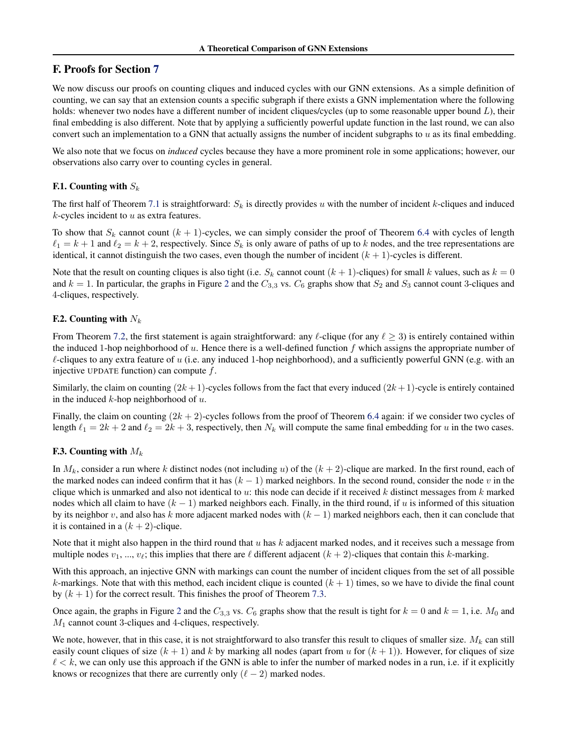## F. Proofs for Section 7

We now discuss our proofs on counting cliques and induced cycles with our GNN extensions. As a simple definition of counting, we can say that an extension counts a specific subgraph if there exists a GNN implementation where the following holds: whenever two nodes have a different number of incident cliques/cycles (up to some reasonable upper bound $L$), their final embedding is also different. Note that by applying a sufficiently powerful update function in the last round, we can also convert such an implementation to a GNN that actually assigns the number of incident subgraphs to $u$ as its final embedding.

We also note that we focus on *induced* cycles because they have a more prominent role in some applications; however, our observations also carry over to counting cycles in general.

### F.1. Counting with $S_k$

The first half of Theorem 7.1 is straightforward: $S_k$ is directly provides $u$ with the number of incident $k$-cliques and induced $k$-cycles incident to $u$ as extra features.

To show that $S_k$ cannot count $(k+1)$-cycles, we can simply consider the proof of Theorem 6.4 with cycles of length $\ell_1 = k+1$ and $\ell_2 = k+2$, respectively. Since $S_k$ is only aware of paths of up to $k$ nodes, and the tree representations are identical, it cannot distinguish the two cases, even though the number of incident $(k+1)$-cycles is different.

Note that the result on counting cliques is also tight (i.e. $S_k$ cannot count $(k+1)$-cliques) for small $k$ values, such as $k=0$ and $k=1$. In particular, the graphs in Figure 2 and the $C_{3,3}$ vs. $C_6$ graphs show that $S_2$ and $S_3$ cannot count 3-cliques and 4-cliques, respectively.

### F.2. Counting with $N_k$

From Theorem 7.2, the first statement is again straightforward: any $\ell$-clique (for any $\ell \geq 3$) is entirely contained within the induced 1-hop neighborhood of $u$. Hence there is a well-defined function $f$ which assigns the appropriate number of $\ell$-cliques to any extra feature of $u$ (i.e. any induced 1-hop neighborhood), and a sufficiently powerful GNN (e.g. with an injective UPDATE function) can compute $f$.

Similarly, the claim on counting $(2k+1)$-cycles follows from the fact that every induced $(2k+1)$-cycle is entirely contained in the induced $k$-hop neighborhood of $u$.

Finally, the claim on counting $(2k+2)$-cycles follows from the proof of Theorem 6.4 again: if we consider two cycles of length $\ell_1 = 2k+2$ and $\ell_2 = 2k+3$, respectively, then $N_k$ will compute the same final embedding for $u$ in the two cases.

### F.3. Counting with $M_k$

In $M_k$, consider a run where $k$ distinct nodes (not including $u$) of the $(k+2)$-clique are marked. In the first round, each of the marked nodes can indeed confirm that it has $(k-1)$ marked neighbors. In the second round, consider the node $v$ in the clique which is unmarked and also not identical to $u$: this node can decide if it received $k$ distinct messages from $k$ marked nodes which all claim to have $(k-1)$ marked neighbors each. Finally, in the third round, if $u$ is informed of this situation by its neighbor $v$, and also has $k$ more adjacent marked nodes with $(k-1)$ marked neighbors each, then it can conclude that it is contained in a $(k+2)$-clique.

Note that it might also happen in the third round that $u$ has $k$ adjacent marked nodes, and it receives such a message from multiple nodes $v_1$, ..., $v_\ell$; this implies that there are $\ell$ different adjacent $(k+2)$-cliques that contain this $k$-marking.

With this approach, an injective GNN with markings can count the number of incident cliques from the set of all possible $k$-markings. Note that with this method, each incident clique is counted $(k+1)$ times, so we have to divide the final count by $(k+1)$ for the correct result. This finishes the proof of Theorem 7.3.

Once again, the graphs in Figure 2 and the $C_{3,3}$ vs. $C_6$ graphs show that the result is tight for $k=0$ and $k=1$, i.e. $M_0$ and $M_1$ cannot count 3-cliques and 4-cliques, respectively.

We note, however, that in this case, it is not straightforward to also transfer this result to cliques of smaller size. $M_k$ can still easily count cliques of size $(k+1)$ and $k$ by marking all nodes (apart from $u$ for $(k+1)$). However, for cliques of size $\ell < k$, we can only use this approach if the GNN is able to infer the number of marked nodes in a run, i.e. if it explicitly knows or recognizes that there are currently only $(\ell - 2)$ marked nodes.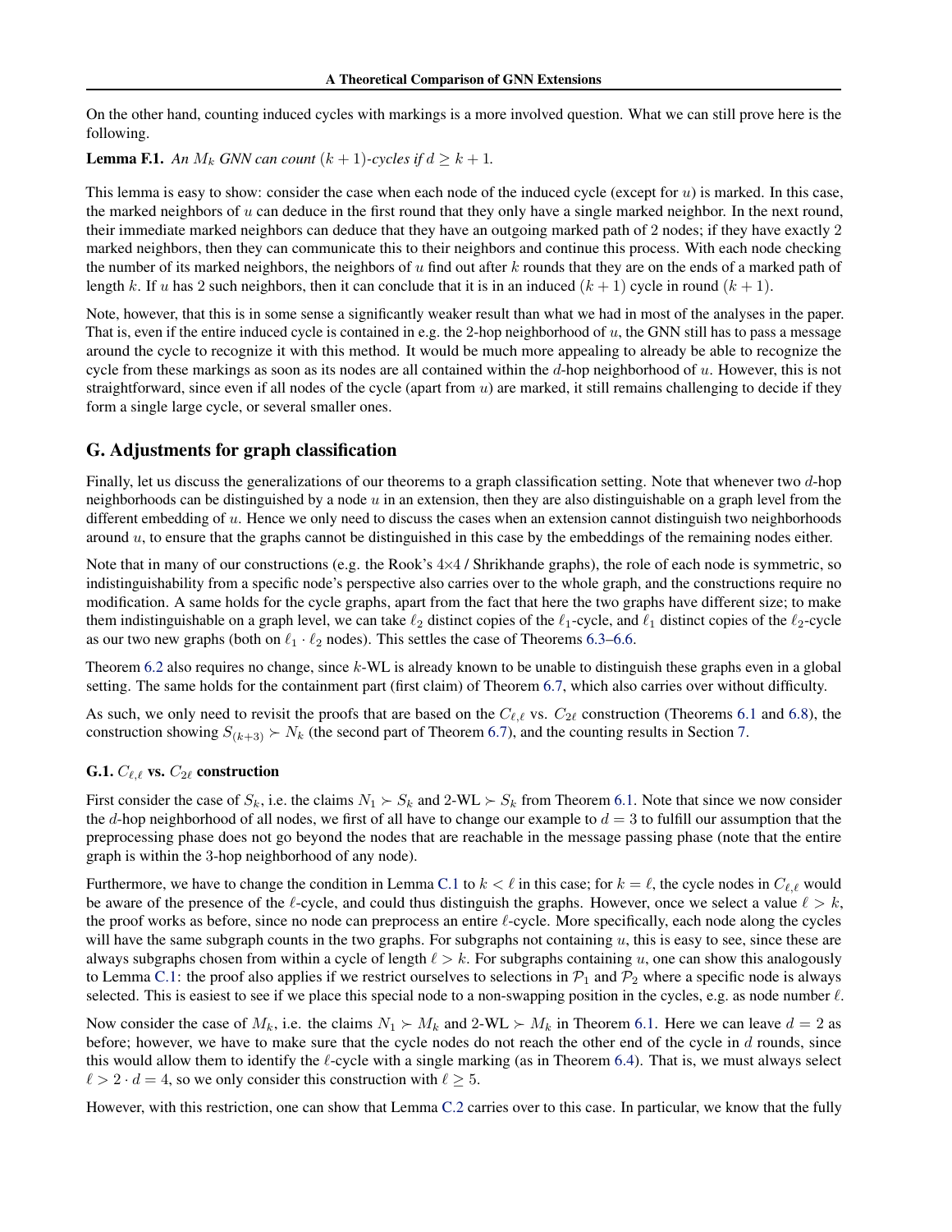On the other hand, counting induced cycles with markings is a more involved question. What we can still prove here is the following.

**Lemma F.1.** *An $M_k$ GNN can count $(k+1)$-cycles if $d \geq k+1$.*

This lemma is easy to show: consider the case when each node of the induced cycle (except for $u$) is marked. In this case, the marked neighbors of $u$ can deduce in the first round that they only have a single marked neighbor. In the next round, their immediate marked neighbors can deduce that they have an outgoing marked path of 2 nodes; if they have exactly 2 marked neighbors, then they can communicate this to their neighbors and continue this process. With each node checking the number of its marked neighbors, the neighbors of $u$ find out after $k$ rounds that they are on the ends of a marked path of length $k$. If $u$ has 2 such neighbors, then it can conclude that it is in an induced $(k+1)$ cycle in round $(k+1)$.

Note, however, that this is in some sense a significantly weaker result than what we had in most of the analyses in the paper. That is, even if the entire induced cycle is contained in e.g. the 2-hop neighborhood of $u$, the GNN still has to pass a message around the cycle to recognize it with this method. It would be much more appealing to already be able to recognize the cycle from these markings as soon as its nodes are all contained within the $d$-hop neighborhood of $u$. However, this is not straightforward, since even if all nodes of the cycle (apart from $u$) are marked, it still remains challenging to decide if they form a single large cycle, or several smaller ones.

## G. Adjustments for graph classification

Finally, let us discuss the generalizations of our theorems to a graph classification setting. Note that whenever two $d$-hop neighborhoods can be distinguished by a node $u$ in an extension, then they are also distinguishable on a graph level from the different embedding of $u$. Hence we only need to discuss the cases when an extension cannot distinguish two neighborhoods around $u$, to ensure that the graphs cannot be distinguished in this case by the embeddings of the remaining nodes either.

Note that in many of our constructions (e.g. the Rook's 4×4 / Shrikhande graphs), the role of each node is symmetric, so indistinguishability from a specific node's perspective also carries over to the whole graph, and the constructions require no modification. A same holds for the cycle graphs, apart from the fact that here the two graphs have different size; to make them indistinguishable on a graph level, we can take $\ell_2$ distinct copies of the $\ell_1$-cycle, and $\ell_1$ distinct copies of the $\ell_2$-cycle as our two new graphs (both on $\ell_1 \cdot \ell_2$ nodes). This settles the case of Theorems 6.3–6.6.

Theorem 6.2 also requires no change, since $k$-WL is already known to be unable to distinguish these graphs even in a global setting. The same holds for the containment part (first claim) of Theorem 6.7, which also carries over without difficulty.

As such, we only need to revisit the proofs that are based on the $C_{\ell,\ell}$ vs. $C_{2\ell}$ construction (Theorems 6.1 and 6.8), the construction showing $S_{(k+3)} \succ N_k$ (the second part of Theorem 6.7), and the counting results in Section 7.

### G.1. $C_{\ell,\ell}$ vs. $C_{2\ell}$ construction

First consider the case of $S_k$, i.e. the claims $N_1 \succ S_k$ and 2-WL $\succ S_k$ from Theorem 6.1. Note that since we now consider the $d$-hop neighborhood of all nodes, we first of all have to change our example to $d = 3$ to fulfill our assumption that the preprocessing phase does not go beyond the nodes that are reachable in the message passing phase (note that the entire graph is within the 3-hop neighborhood of any node).

Furthermore, we have to change the condition in Lemma C.1 to $k < \ell$ in this case; for $k = \ell$, the cycle nodes in $C_{\ell,\ell}$ would be aware of the presence of the $\ell$-cycle, and could thus distinguish the graphs. However, once we select a value $\ell > k$, the proof works as before, since no node can preprocess an entire $\ell$-cycle. More specifically, each node along the cycles will have the same subgraph counts in the two graphs. For subgraphs not containing $u$, this is easy to see, since these are always subgraphs chosen from within a cycle of length $\ell > k$. For subgraphs containing $u$, one can show this analogously to Lemma C.1: the proof also applies if we restrict ourselves to selections in $\mathcal{P}_1$ and $\mathcal{P}_2$ where a specific node is always selected. This is easiest to see if we place this special node to a non-swapping position in the cycles, e.g. as node number $\ell$.

Now consider the case of $M_k$, i.e. the claims $N_1 \succ M_k$ and 2-WL $\succ M_k$ in Theorem 6.1. Here we can leave $d = 2$ as before; however, we have to make sure that the cycle nodes do not reach the other end of the cycle in $d$ rounds, since this would allow them to identify the $\ell$-cycle with a single marking (as in Theorem 6.4). That is, we must always select $\ell > 2 \cdot d = 4$, so we only consider this construction with $\ell \geq 5$.

However, with this restriction, one can show that Lemma C.2 carries over to this case. In particular, we know that the fully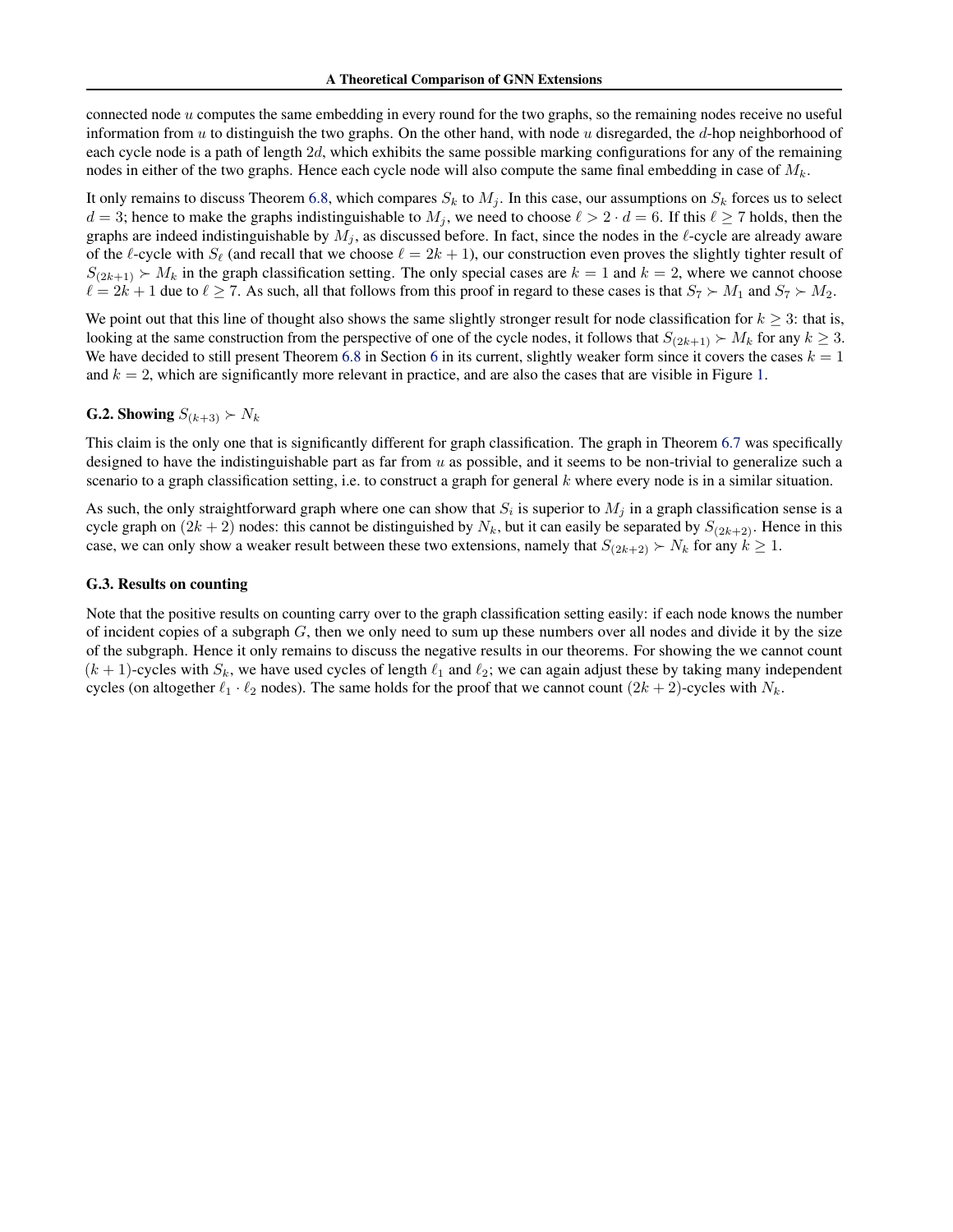connected node $u$ computes the same embedding in every round for the two graphs, so the remaining nodes receive no useful information from $u$ to distinguish the two graphs. On the other hand, with node $u$ disregarded, the $d$-hop neighborhood of each cycle node is a path of length $2d$, which exhibits the same possible marking configurations for any of the remaining nodes in either of the two graphs. Hence each cycle node will also compute the same final embedding in case of $M_k$.

It only remains to discuss Theorem 6.8, which compares $S_k$ to $M_j$. In this case, our assumptions on $S_k$ forces us to select $d = 3$; hence to make the graphs indistinguishable to $M_j$, we need to choose $\ell > 2 \cdot d = 6$. If this $\ell \geq 7$ holds, then the graphs are indeed indistinguishable by $M_j$, as discussed before. In fact, since the nodes in the $\ell$-cycle are already aware of the $\ell$-cycle with $S_\ell$ (and recall that we choose $\ell = 2k + 1$), our construction even proves the slightly tighter result of $S_{(2k+1)} \succ M_k$ in the graph classification setting. The only special cases are $k = 1$ and $k = 2$, where we cannot choose $\ell = 2k + 1$ due to $\ell \geq 7$. As such, all that follows from this proof in regard to these cases is that $S_7 \succ M_1$ and $S_7 \succ M_2$.

We point out that this line of thought also shows the same slightly stronger result for node classification for $k \geq 3$: that is, looking at the same construction from the perspective of one of the cycle nodes, it follows that $S_{(2k+1)} \succ M_k$ for any $k \geq 3$. We have decided to still present Theorem 6.8 in Section 6 in its current, slightly weaker form since it covers the cases $k = 1$ and $k = 2$, which are significantly more relevant in practice, and are also the cases that are visible in Figure 1.

### G.2. Showing $S_{(k+3)} \succ N_k$

This claim is the only one that is significantly different for graph classification. The graph in Theorem 6.7 was specifically designed to have the indistinguishable part as far from $u$ as possible, and it seems to be non-trivial to generalize such a scenario to a graph classification setting, i.e. to construct a graph for general $k$ where every node is in a similar situation.

As such, the only straightforward graph where one can show that $S_i$ is superior to $M_j$ in a graph classification sense is a cycle graph on $(2k + 2)$ nodes: this cannot be distinguished by $N_k$, but it can easily be separated by $S_{(2k+2)}$. Hence in this case, we can only show a weaker result between these two extensions, namely that $S_{(2k+2)} \succ N_k$ for any $k \geq 1$.

### G.3. Results on counting

Note that the positive results on counting carry over to the graph classification setting easily: if each node knows the number of incident copies of a subgraph $G$, then we only need to sum up these numbers over all nodes and divide it by the size of the subgraph. Hence it only remains to discuss the negative results in our theorems. For showing the we cannot count $(k + 1)$-cycles with $S_k$, we have used cycles of length $\ell_1$ and $\ell_2$; we can again adjust these by taking many independent cycles (on altogether $\ell_1 \cdot \ell_2$ nodes). The same holds for the proof that we cannot count $(2k + 2)$-cycles with $N_k$.